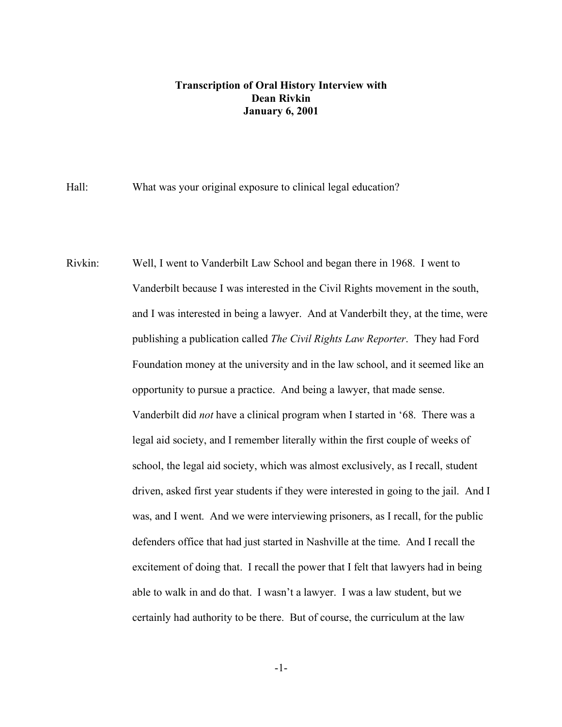**Transcription of Oral History Interview with**
**Dean Rivkin**
**January 6, 2001**

Hall: What was your original exposure to clinical legal education?

Rivkin: Well, I went to Vanderbilt Law School and began there in 1968. I went to Vanderbilt because I was interested in the Civil Rights movement in the south, and I was interested in being a lawyer. And at Vanderbilt they, at the time, were publishing a publication called *The Civil Rights Law Reporter*. They had Ford Foundation money at the university and in the law school, and it seemed like an opportunity to pursue a practice. And being a lawyer, that made sense. Vanderbilt did *not* have a clinical program when I started in '68. There was a legal aid society, and I remember literally within the first couple of weeks of school, the legal aid society, which was almost exclusively, as I recall, student driven, asked first year students if they were interested in going to the jail. And I was, and I went. And we were interviewing prisoners, as I recall, for the public defenders office that had just started in Nashville at the time. And I recall the excitement of doing that. I recall the power that I felt that lawyers had in being able to walk in and do that. I wasn't a lawyer. I was a law student, but we certainly had authority to be there. But of course, the curriculum at the law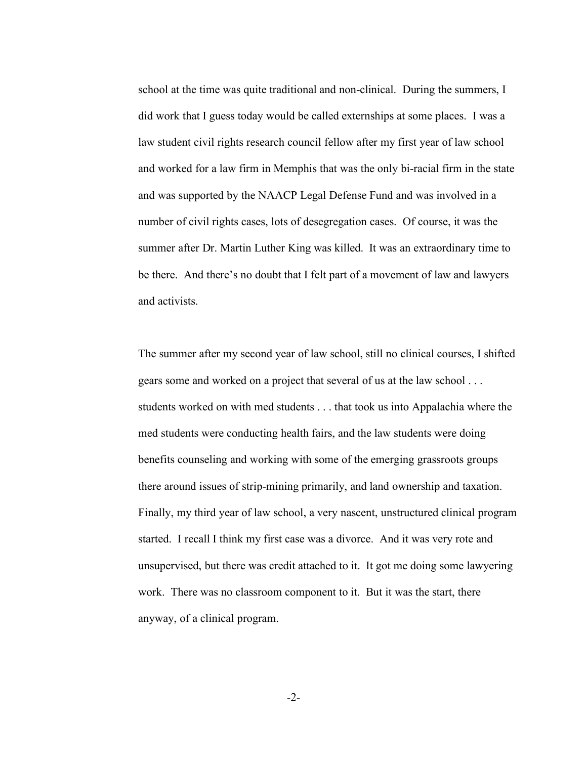school at the time was quite traditional and non-clinical. During the summers, I did work that I guess today would be called externships at some places. I was a law student civil rights research council fellow after my first year of law school and worked for a law firm in Memphis that was the only bi-racial firm in the state and was supported by the NAACP Legal Defense Fund and was involved in a number of civil rights cases, lots of desegregation cases. Of course, it was the summer after Dr. Martin Luther King was killed. It was an extraordinary time to be there. And there's no doubt that I felt part of a movement of law and lawyers and activists.

The summer after my second year of law school, still no clinical courses, I shifted gears some and worked on a project that several of us at the law school . . . students worked on with med students . . . that took us into Appalachia where the med students were conducting health fairs, and the law students were doing benefits counseling and working with some of the emerging grassroots groups there around issues of strip-mining primarily, and land ownership and taxation. Finally, my third year of law school, a very nascent, unstructured clinical program started. I recall I think my first case was a divorce. And it was very rote and unsupervised, but there was credit attached to it. It got me doing some lawyering work. There was no classroom component to it. But it was the start, there anyway, of a clinical program.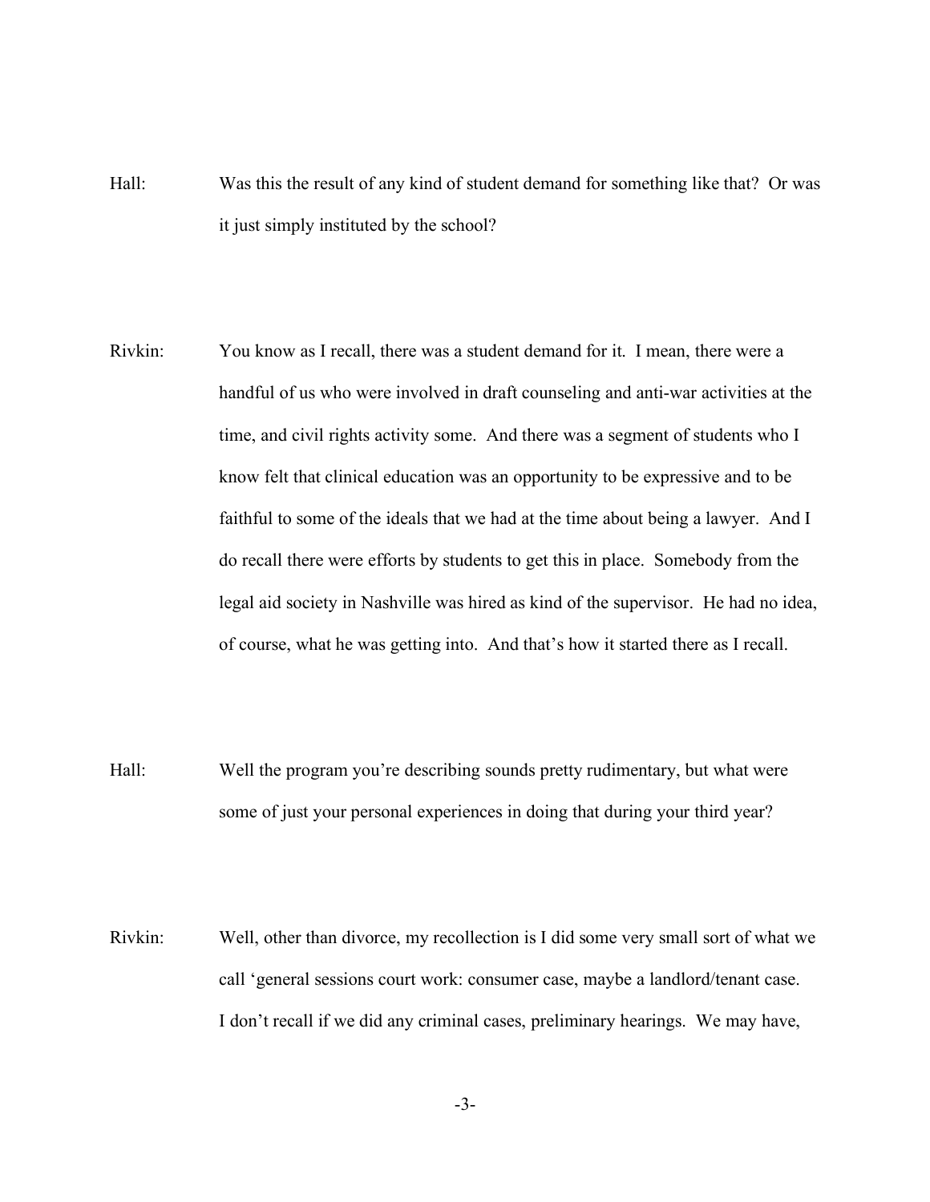Hall: Was this the result of any kind of student demand for something like that? Or was it just simply instituted by the school?

Rivkin: You know as I recall, there was a student demand for it. I mean, there were a handful of us who were involved in draft counseling and anti-war activities at the time, and civil rights activity some. And there was a segment of students who I know felt that clinical education was an opportunity to be expressive and to be faithful to some of the ideals that we had at the time about being a lawyer. And I do recall there were efforts by students to get this in place. Somebody from the legal aid society in Nashville was hired as kind of the supervisor. He had no idea, of course, what he was getting into. And that's how it started there as I recall.

Hall: Well the program you're describing sounds pretty rudimentary, but what were some of just your personal experiences in doing that during your third year?

Rivkin: Well, other than divorce, my recollection is I did some very small sort of what we call 'general sessions court work: consumer case, maybe a landlord/tenant case. I don't recall if we did any criminal cases, preliminary hearings. We may have,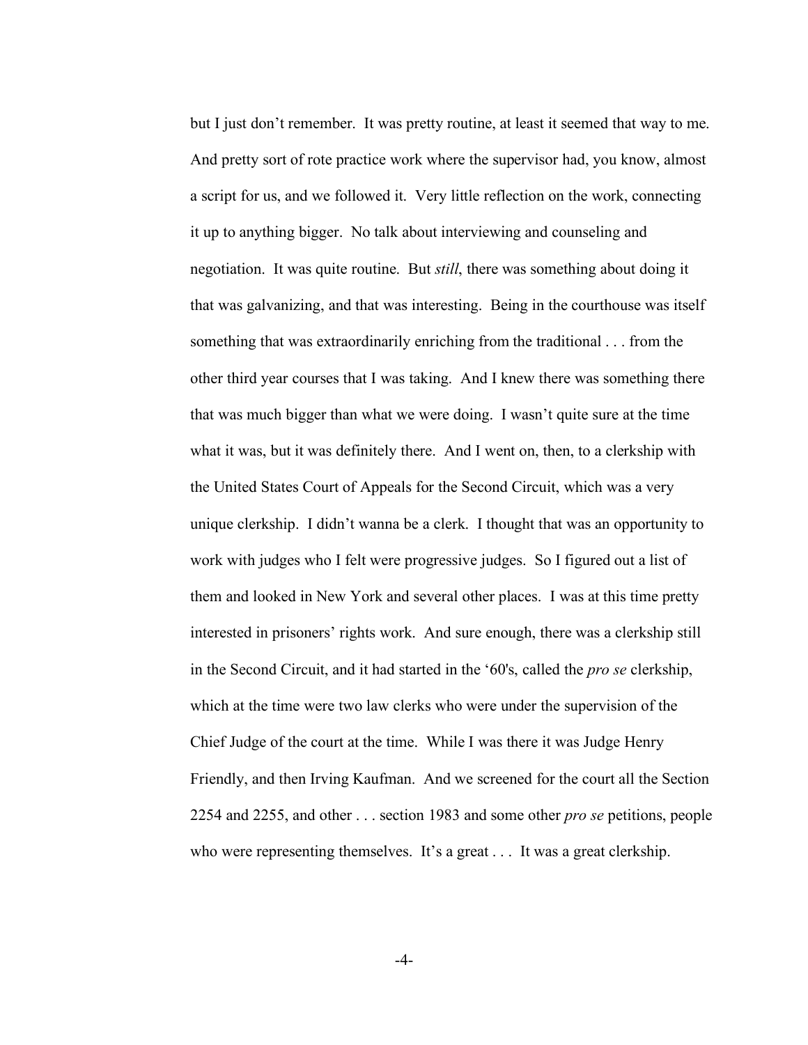but I just don't remember. It was pretty routine, at least it seemed that way to me. And pretty sort of rote practice work where the supervisor had, you know, almost a script for us, and we followed it. Very little reflection on the work, connecting it up to anything bigger. No talk about interviewing and counseling and negotiation. It was quite routine. But *still*, there was something about doing it that was galvanizing, and that was interesting. Being in the courthouse was itself something that was extraordinarily enriching from the traditional . . . from the other third year courses that I was taking. And I knew there was something there that was much bigger than what we were doing. I wasn't quite sure at the time what it was, but it was definitely there. And I went on, then, to a clerkship with the United States Court of Appeals for the Second Circuit, which was a very unique clerkship. I didn't wanna be a clerk. I thought that was an opportunity to work with judges who I felt were progressive judges. So I figured out a list of them and looked in New York and several other places. I was at this time pretty interested in prisoners' rights work. And sure enough, there was a clerkship still in the Second Circuit, and it had started in the '60's, called the *pro se* clerkship, which at the time were two law clerks who were under the supervision of the Chief Judge of the court at the time. While I was there it was Judge Henry Friendly, and then Irving Kaufman. And we screened for the court all the Section 2254 and 2255, and other . . . section 1983 and some other *pro se* petitions, people who were representing themselves. It's a great . . . It was a great clerkship.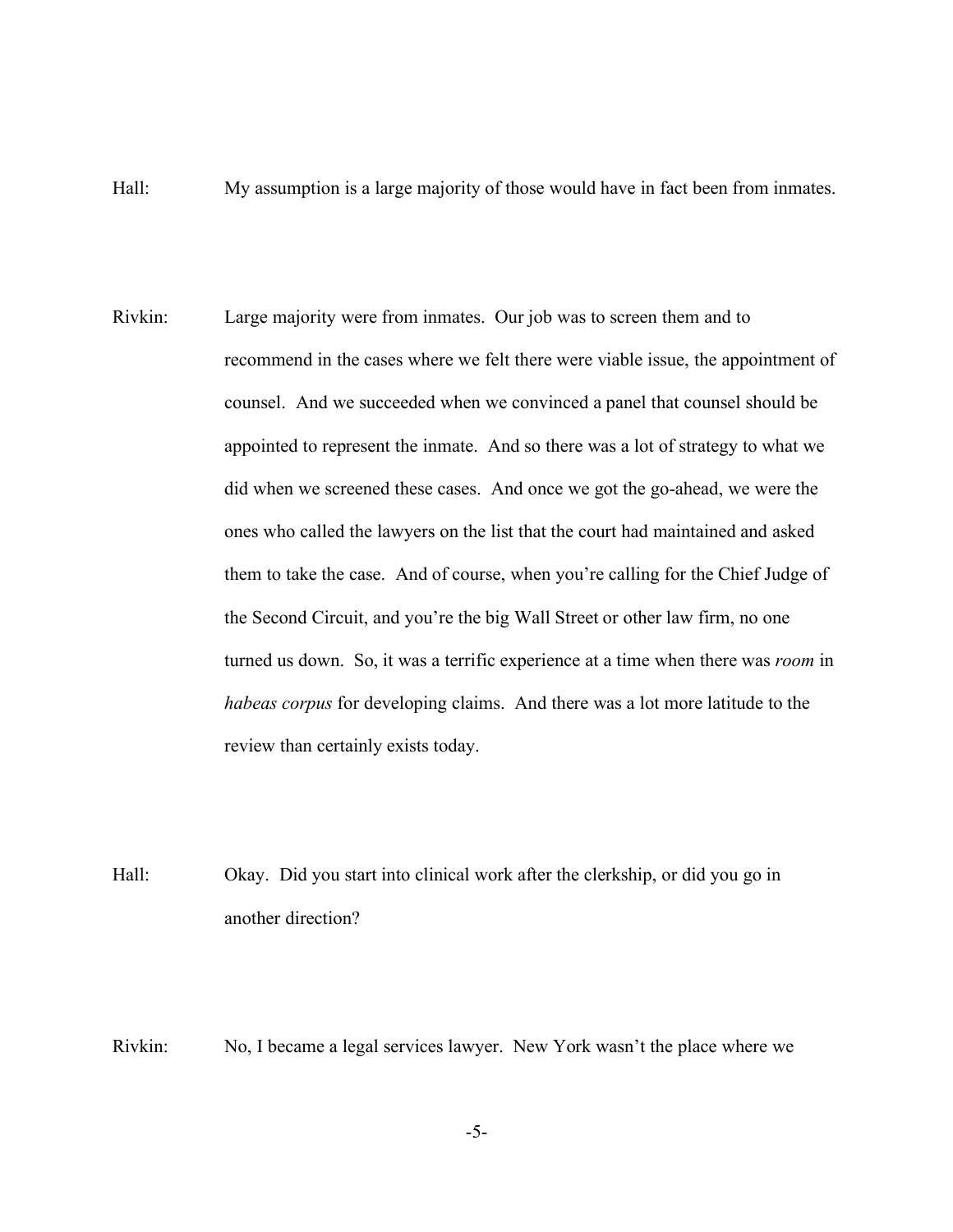Hall: My assumption is a large majority of those would have in fact been from inmates.

Rivkin: Large majority were from inmates. Our job was to screen them and to recommend in the cases where we felt there were viable issue, the appointment of counsel. And we succeeded when we convinced a panel that counsel should be appointed to represent the inmate. And so there was a lot of strategy to what we did when we screened these cases. And once we got the go-ahead, we were the ones who called the lawyers on the list that the court had maintained and asked them to take the case. And of course, when you're calling for the Chief Judge of the Second Circuit, and you're the big Wall Street or other law firm, no one turned us down. So, it was a terrific experience at a time when there was *room* in *habeas corpus* for developing claims. And there was a lot more latitude to the review than certainly exists today.

Hall: Okay. Did you start into clinical work after the clerkship, or did you go in another direction?

Rivkin: No, I became a legal services lawyer. New York wasn't the place where we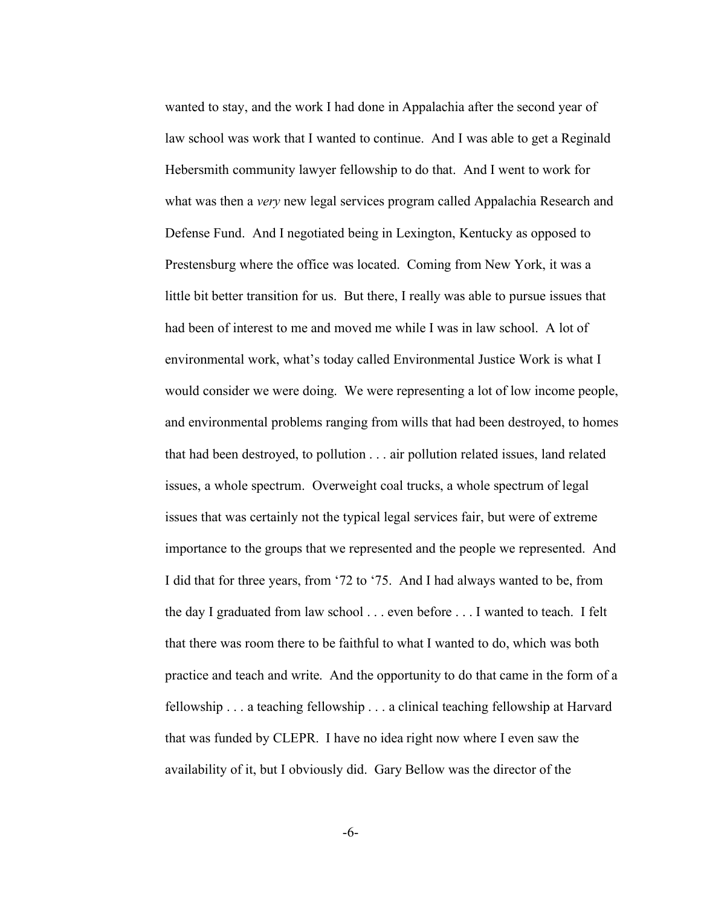wanted to stay, and the work I had done in Appalachia after the second year of law school was work that I wanted to continue. And I was able to get a Reginald Hebersmith community lawyer fellowship to do that. And I went to work for what was then a *very* new legal services program called Appalachia Research and Defense Fund. And I negotiated being in Lexington, Kentucky as opposed to Prestensburg where the office was located. Coming from New York, it was a little bit better transition for us. But there, I really was able to pursue issues that had been of interest to me and moved me while I was in law school. A lot of environmental work, what's today called Environmental Justice Work is what I would consider we were doing. We were representing a lot of low income people, and environmental problems ranging from wills that had been destroyed, to homes that had been destroyed, to pollution . . . air pollution related issues, land related issues, a whole spectrum. Overweight coal trucks, a whole spectrum of legal issues that was certainly not the typical legal services fair, but were of extreme importance to the groups that we represented and the people we represented. And I did that for three years, from '72 to '75. And I had always wanted to be, from the day I graduated from law school . . . even before . . . I wanted to teach. I felt that there was room there to be faithful to what I wanted to do, which was both practice and teach and write. And the opportunity to do that came in the form of a fellowship . . . a teaching fellowship . . . a clinical teaching fellowship at Harvard that was funded by CLEPR. I have no idea right now where I even saw the availability of it, but I obviously did. Gary Bellow was the director of the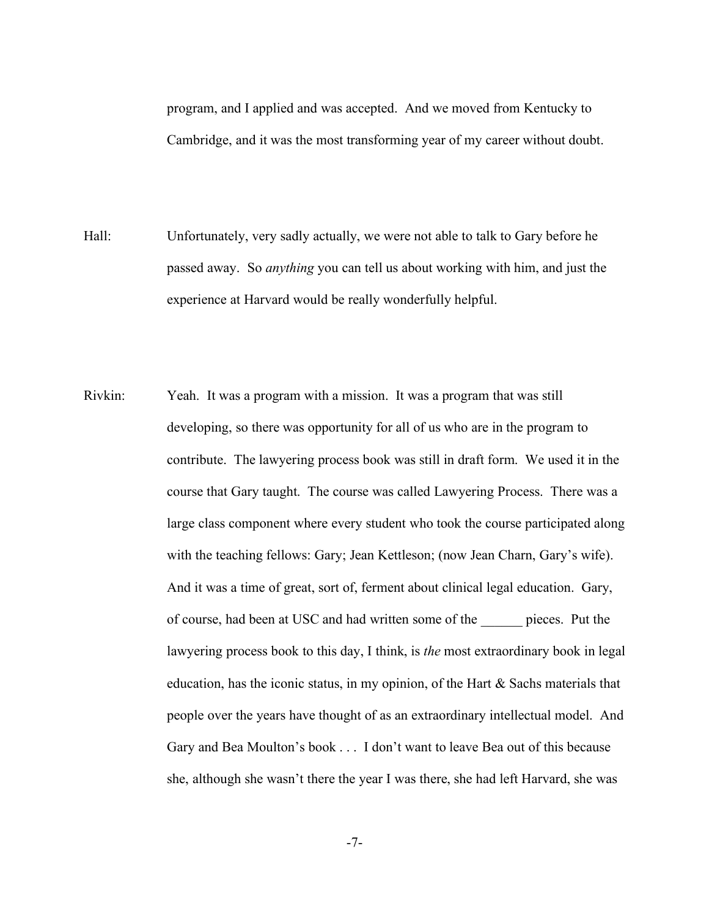program, and I applied and was accepted. And we moved from Kentucky to Cambridge, and it was the most transforming year of my career without doubt.

Hall: Unfortunately, very sadly actually, we were not able to talk to Gary before he passed away. So *anything* you can tell us about working with him, and just the experience at Harvard would be really wonderfully helpful.

Rivkin: Yeah. It was a program with a mission. It was a program that was still developing, so there was opportunity for all of us who are in the program to contribute. The lawyering process book was still in draft form. We used it in the course that Gary taught. The course was called Lawyering Process. There was a large class component where every student who took the course participated along with the teaching fellows: Gary; Jean Kettleson; (now Jean Charn, Gary's wife). And it was a time of great, sort of, ferment about clinical legal education. Gary, of course, had been at USC and had written some of the ______ pieces. Put the lawyering process book to this day, I think, is *the* most extraordinary book in legal education, has the iconic status, in my opinion, of the Hart & Sachs materials that people over the years have thought of as an extraordinary intellectual model. And Gary and Bea Moulton's book . . . I don't want to leave Bea out of this because she, although she wasn't there the year I was there, she had left Harvard, she was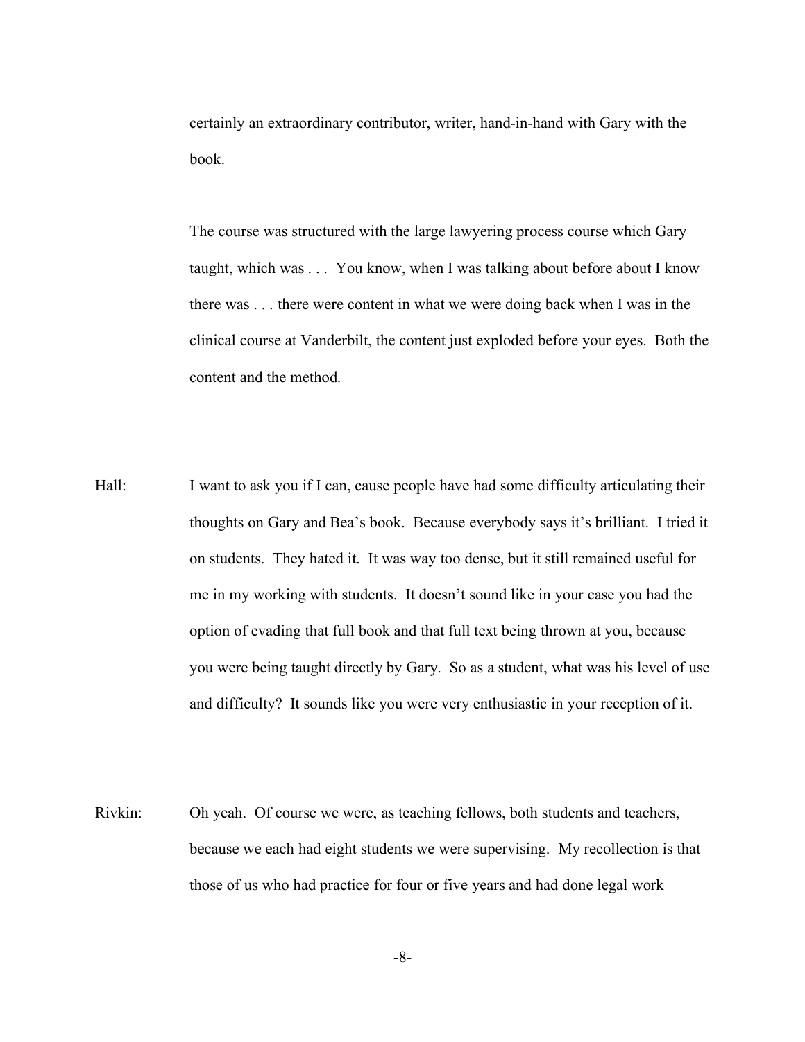certainly an extraordinary contributor, writer, hand-in-hand with Gary with the book.

The course was structured with the large lawyering process course which Gary taught, which was . . . You know, when I was talking about before about I know there was . . . there were content in what we were doing back when I was in the clinical course at Vanderbilt, the content just exploded before your eyes. Both the content and the method.

Hall: I want to ask you if I can, cause people have had some difficulty articulating their thoughts on Gary and Bea's book. Because everybody says it's brilliant. I tried it on students. They hated it. It was way too dense, but it still remained useful for me in my working with students. It doesn't sound like in your case you had the option of evading that full book and that full text being thrown at you, because you were being taught directly by Gary. So as a student, what was his level of use and difficulty? It sounds like you were very enthusiastic in your reception of it.

Rivkin: Oh yeah. Of course we were, as teaching fellows, both students and teachers, because we each had eight students we were supervising. My recollection is that those of us who had practice for four or five years and had done legal work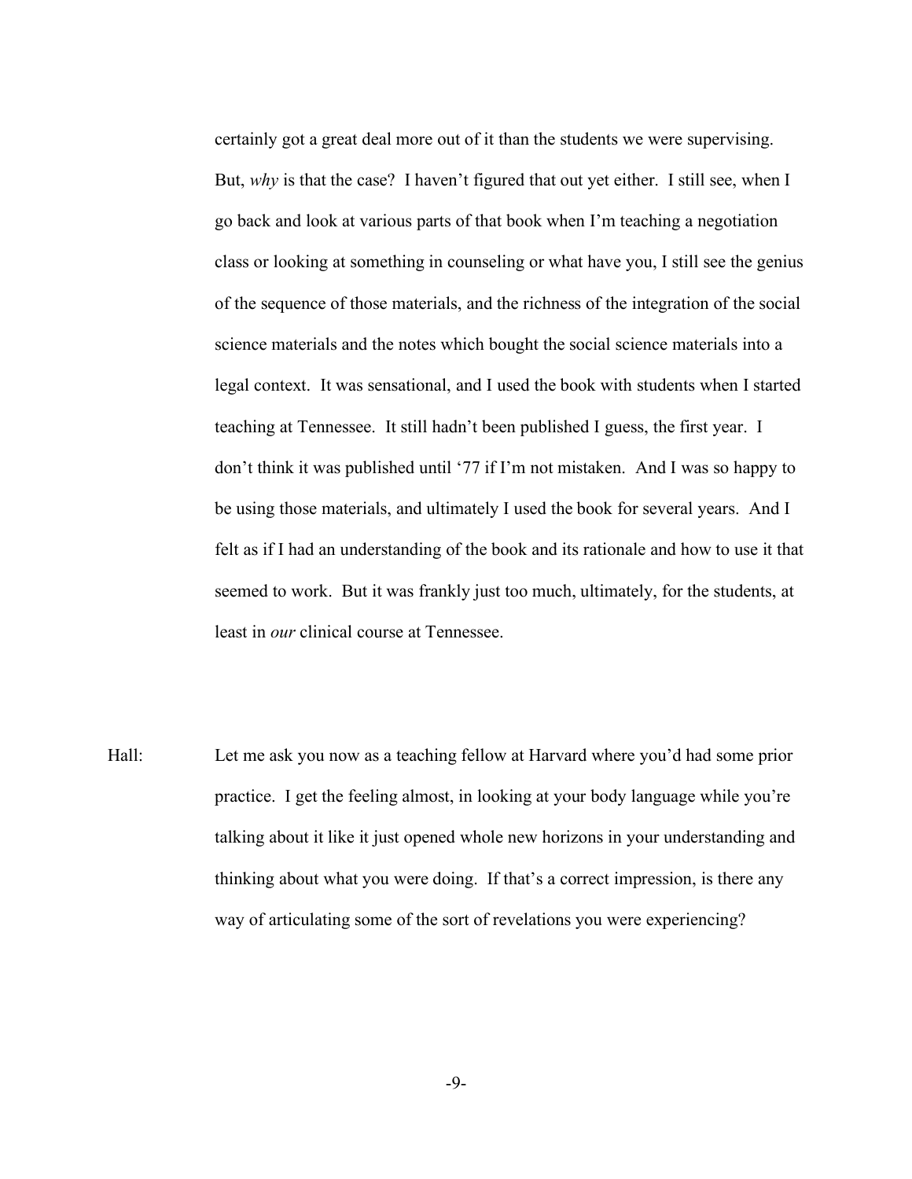certainly got a great deal more out of it than the students we were supervising. But, *why* is that the case? I haven't figured that out yet either. I still see, when I go back and look at various parts of that book when I'm teaching a negotiation class or looking at something in counseling or what have you, I still see the genius of the sequence of those materials, and the richness of the integration of the social science materials and the notes which bought the social science materials into a legal context. It was sensational, and I used the book with students when I started teaching at Tennessee. It still hadn't been published I guess, the first year. I don't think it was published until '77 if I'm not mistaken. And I was so happy to be using those materials, and ultimately I used the book for several years. And I felt as if I had an understanding of the book and its rationale and how to use it that seemed to work. But it was frankly just too much, ultimately, for the students, at least in *our* clinical course at Tennessee.

Hall: Let me ask you now as a teaching fellow at Harvard where you'd had some prior practice. I get the feeling almost, in looking at your body language while you're talking about it like it just opened whole new horizons in your understanding and thinking about what you were doing. If that's a correct impression, is there any way of articulating some of the sort of revelations you were experiencing?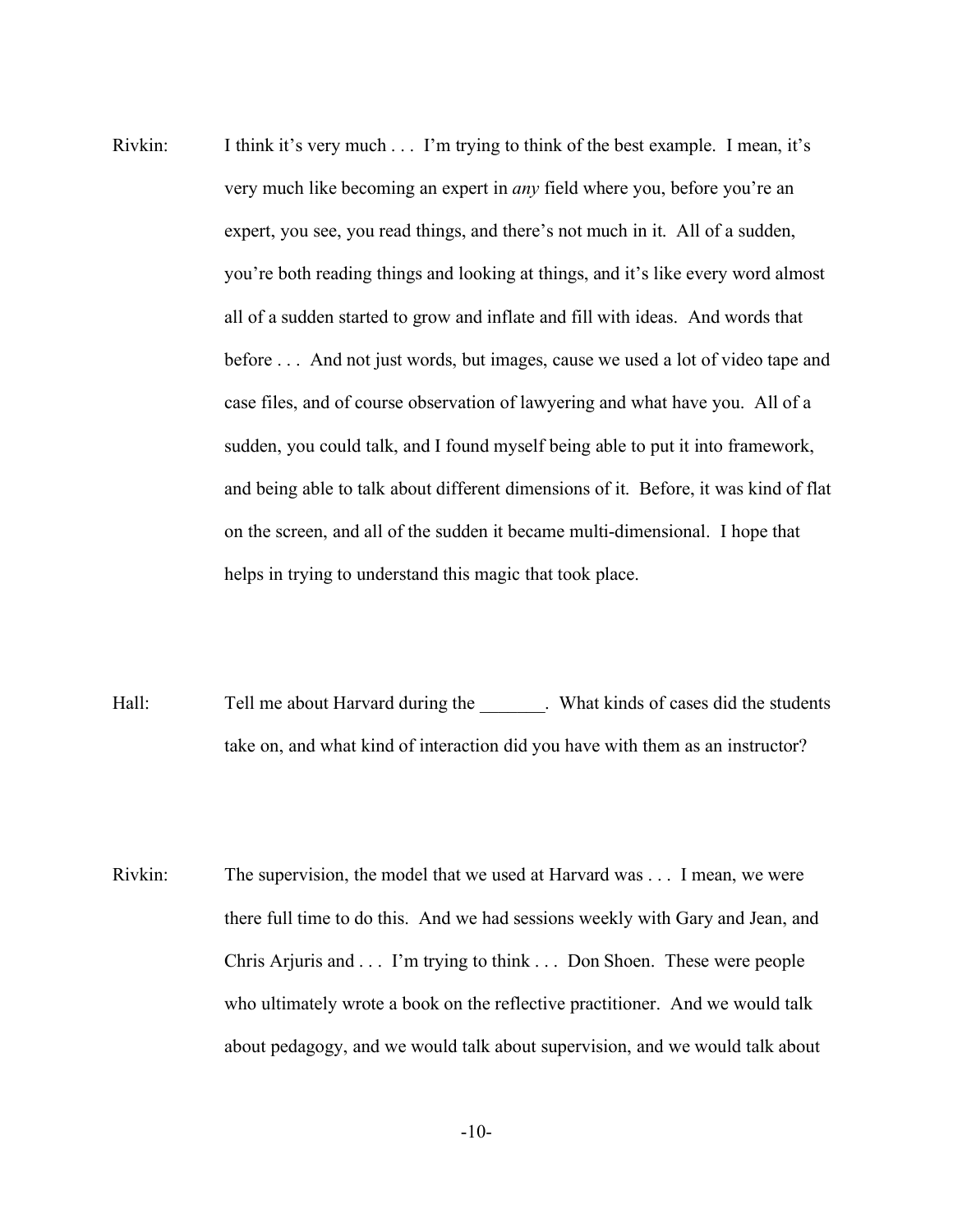Rivkin: I think it's very much . . . I'm trying to think of the best example. I mean, it's very much like becoming an expert in *any* field where you, before you're an expert, you see, you read things, and there's not much in it. All of a sudden, you're both reading things and looking at things, and it's like every word almost all of a sudden started to grow and inflate and fill with ideas. And words that before . . . And not just words, but images, cause we used a lot of video tape and case files, and of course observation of lawyering and what have you. All of a sudden, you could talk, and I found myself being able to put it into framework, and being able to talk about different dimensions of it. Before, it was kind of flat on the screen, and all of the sudden it became multi-dimensional. I hope that helps in trying to understand this magic that took place.

Hall: Tell me about Harvard during the _______. What kinds of cases did the students take on, and what kind of interaction did you have with them as an instructor?

Rivkin: The supervision, the model that we used at Harvard was . . . I mean, we were there full time to do this. And we had sessions weekly with Gary and Jean, and Chris Arjuris and . . . I'm trying to think . . . Don Shoen. These were people who ultimately wrote a book on the reflective practitioner. And we would talk about pedagogy, and we would talk about supervision, and we would talk about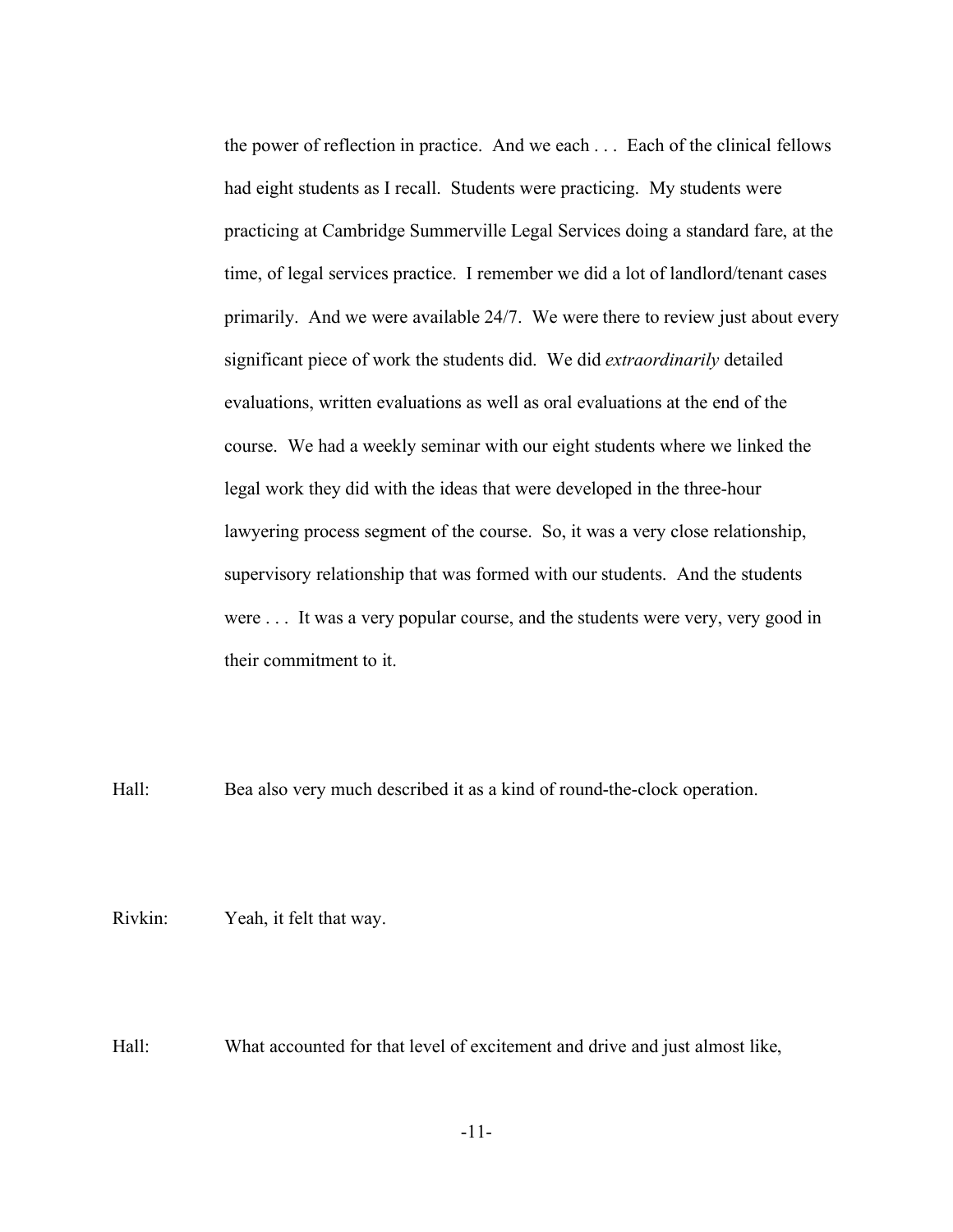the power of reflection in practice. And we each . . . Each of the clinical fellows had eight students as I recall. Students were practicing. My students were practicing at Cambridge Summerville Legal Services doing a standard fare, at the time, of legal services practice. I remember we did a lot of landlord/tenant cases primarily. And we were available 24/7. We were there to review just about every significant piece of work the students did. We did *extraordinarily* detailed evaluations, written evaluations as well as oral evaluations at the end of the course. We had a weekly seminar with our eight students where we linked the legal work they did with the ideas that were developed in the three-hour lawyering process segment of the course. So, it was a very close relationship, supervisory relationship that was formed with our students. And the students were . . . It was a very popular course, and the students were very, very good in their commitment to it.

Hall: Bea also very much described it as a kind of round-the-clock operation.

Rivkin: Yeah, it felt that way.

Hall: What accounted for that level of excitement and drive and just almost like,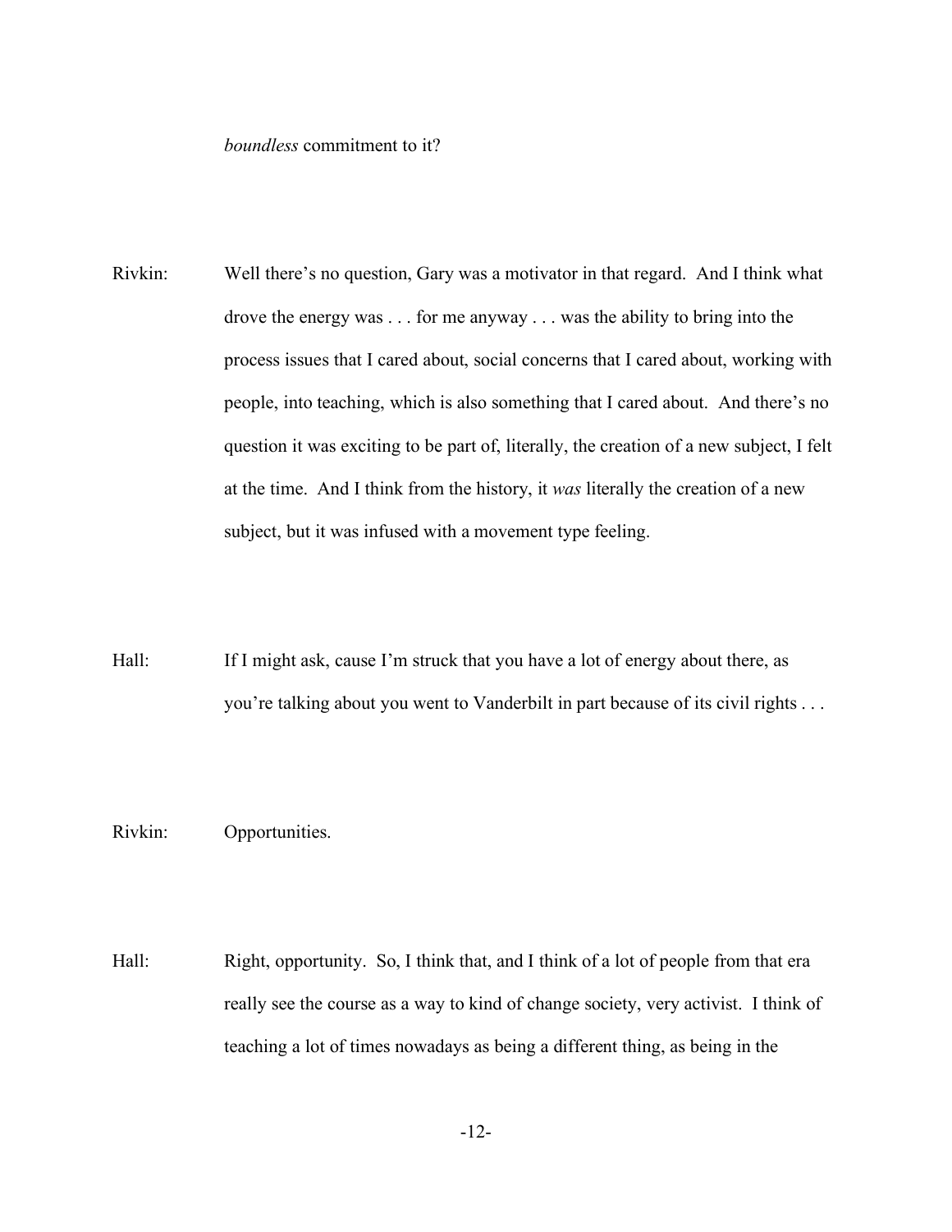*boundless* commitment to it?

Rivkin: Well there's no question, Gary was a motivator in that regard. And I think what drove the energy was . . . for me anyway . . . was the ability to bring into the process issues that I cared about, social concerns that I cared about, working with people, into teaching, which is also something that I cared about. And there's no question it was exciting to be part of, literally, the creation of a new subject, I felt at the time. And I think from the history, it *was* literally the creation of a new subject, but it was infused with a movement type feeling.

Hall: If I might ask, cause I'm struck that you have a lot of energy about there, as you're talking about you went to Vanderbilt in part because of its civil rights . . .

Rivkin: Opportunities.

Hall: Right, opportunity. So, I think that, and I think of a lot of people from that era really see the course as a way to kind of change society, very activist. I think of teaching a lot of times nowadays as being a different thing, as being in the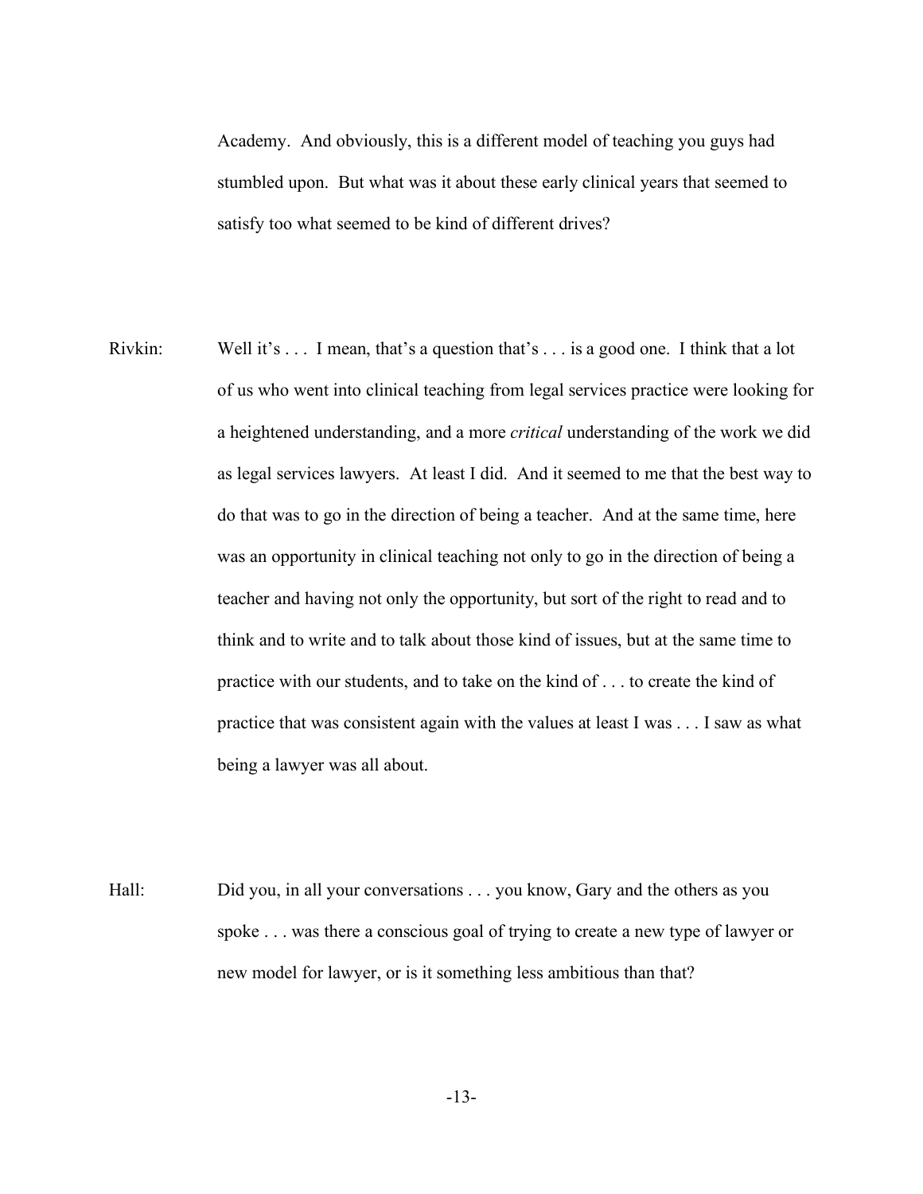Academy. And obviously, this is a different model of teaching you guys had stumbled upon. But what was it about these early clinical years that seemed to satisfy too what seemed to be kind of different drives?

Rivkin: Well it's . . . I mean, that's a question that's . . . is a good one. I think that a lot of us who went into clinical teaching from legal services practice were looking for a heightened understanding, and a more *critical* understanding of the work we did as legal services lawyers. At least I did. And it seemed to me that the best way to do that was to go in the direction of being a teacher. And at the same time, here was an opportunity in clinical teaching not only to go in the direction of being a teacher and having not only the opportunity, but sort of the right to read and to think and to write and to talk about those kind of issues, but at the same time to practice with our students, and to take on the kind of . . . to create the kind of practice that was consistent again with the values at least I was . . . I saw as what being a lawyer was all about.

Hall: Did you, in all your conversations . . . you know, Gary and the others as you spoke . . . was there a conscious goal of trying to create a new type of lawyer or new model for lawyer, or is it something less ambitious than that?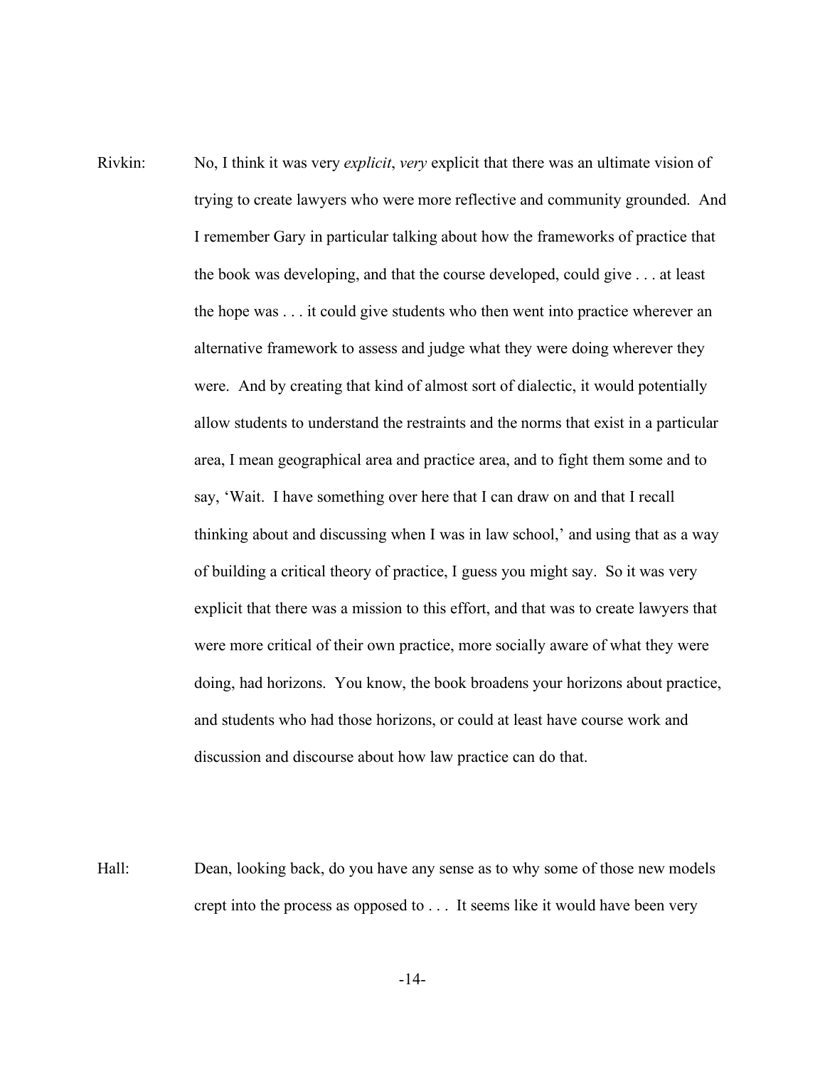Rivkin: No, I think it was very *explicit*, *very* explicit that there was an ultimate vision of trying to create lawyers who were more reflective and community grounded. And I remember Gary in particular talking about how the frameworks of practice that the book was developing, and that the course developed, could give . . . at least the hope was . . . it could give students who then went into practice wherever an alternative framework to assess and judge what they were doing wherever they were. And by creating that kind of almost sort of dialectic, it would potentially allow students to understand the restraints and the norms that exist in a particular area, I mean geographical area and practice area, and to fight them some and to say, 'Wait. I have something over here that I can draw on and that I recall thinking about and discussing when I was in law school,' and using that as a way of building a critical theory of practice, I guess you might say. So it was very explicit that there was a mission to this effort, and that was to create lawyers that were more critical of their own practice, more socially aware of what they were doing, had horizons. You know, the book broadens your horizons about practice, and students who had those horizons, or could at least have course work and discussion and discourse about how law practice can do that.

Hall: Dean, looking back, do you have any sense as to why some of those new models crept into the process as opposed to . . . It seems like it would have been very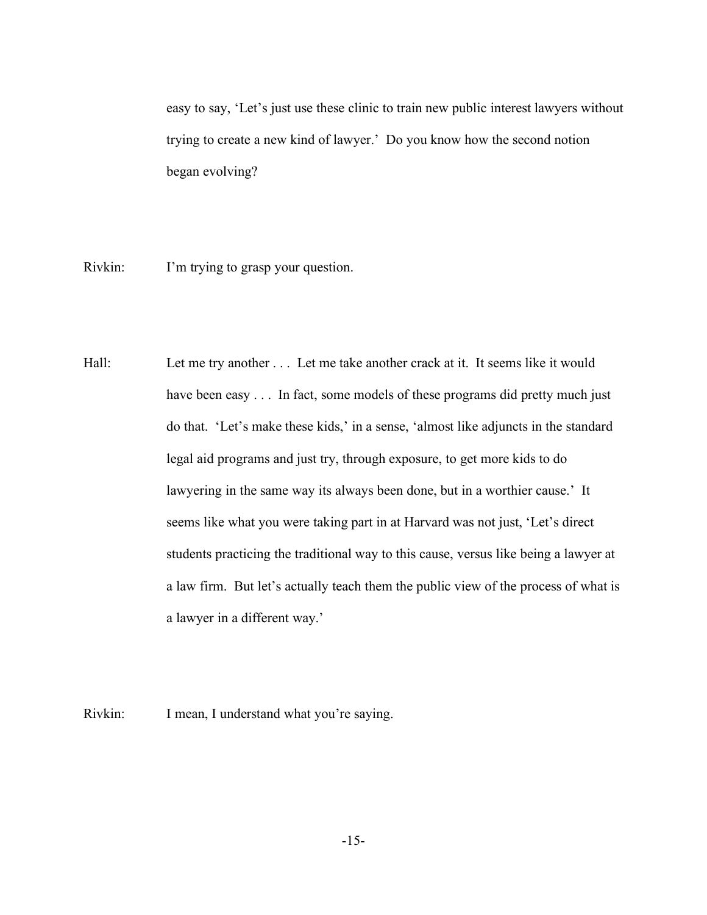easy to say, 'Let's just use these clinic to train new public interest lawyers without trying to create a new kind of lawyer.' Do you know how the second notion began evolving?

Rivkin: I'm trying to grasp your question.

Hall: Let me try another . . . Let me take another crack at it. It seems like it would have been easy . . . In fact, some models of these programs did pretty much just do that. 'Let's make these kids,' in a sense, 'almost like adjuncts in the standard legal aid programs and just try, through exposure, to get more kids to do lawyering in the same way its always been done, but in a worthier cause.' It seems like what you were taking part in at Harvard was not just, 'Let's direct students practicing the traditional way to this cause, versus like being a lawyer at a law firm. But let's actually teach them the public view of the process of what is a lawyer in a different way.'

Rivkin: I mean, I understand what you're saying.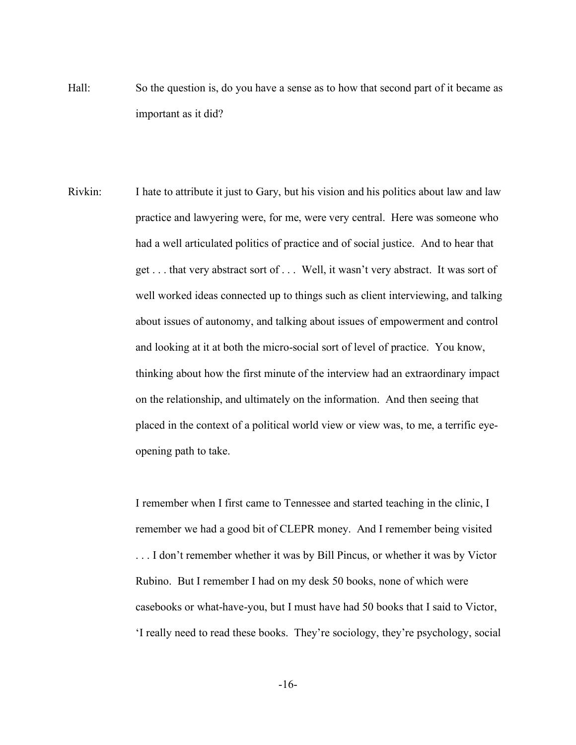Hall: So the question is, do you have a sense as to how that second part of it became as important as it did?

Rivkin: I hate to attribute it just to Gary, but his vision and his politics about law and law practice and lawyering were, for me, were very central. Here was someone who had a well articulated politics of practice and of social justice. And to hear that get . . . that very abstract sort of . . . Well, it wasn't very abstract. It was sort of well worked ideas connected up to things such as client interviewing, and talking about issues of autonomy, and talking about issues of empowerment and control and looking at it at both the micro-social sort of level of practice. You know, thinking about how the first minute of the interview had an extraordinary impact on the relationship, and ultimately on the information. And then seeing that placed in the context of a political world view or view was, to me, a terrific eye-opening path to take.

I remember when I first came to Tennessee and started teaching in the clinic, I remember we had a good bit of CLEPR money. And I remember being visited . . . I don't remember whether it was by Bill Pincus, or whether it was by Victor Rubino. But I remember I had on my desk 50 books, none of which were casebooks or what-have-you, but I must have had 50 books that I said to Victor, 'I really need to read these books. They're sociology, they're psychology, social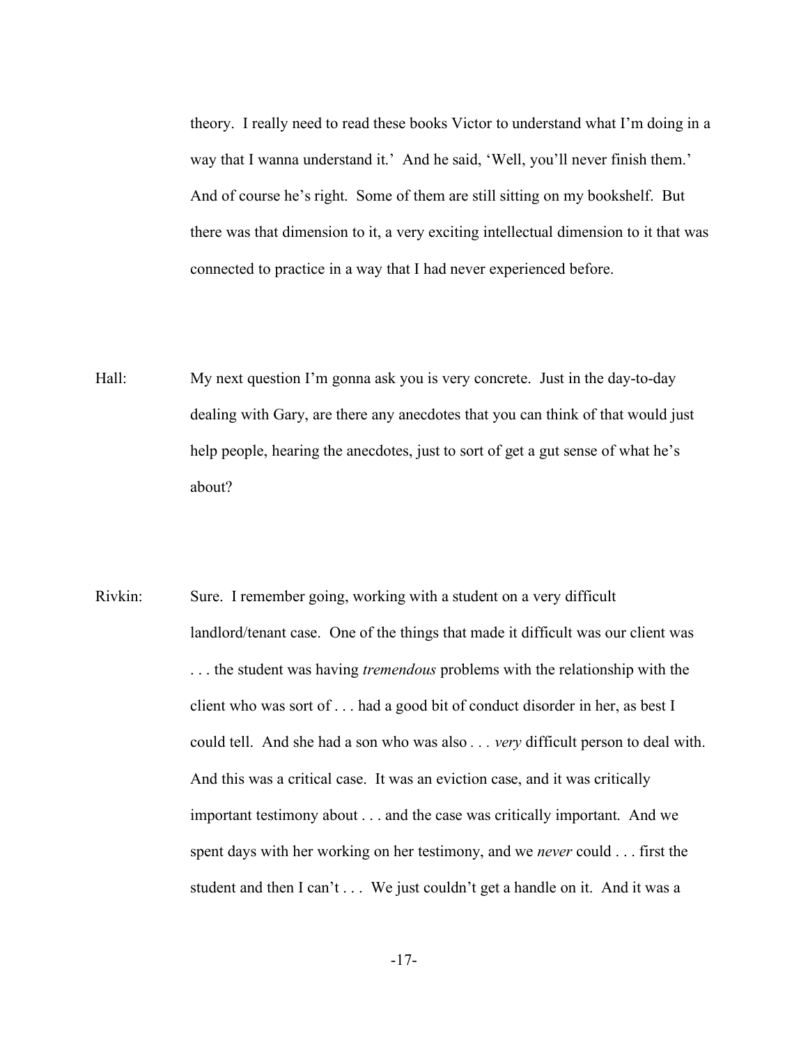theory. I really need to read these books Victor to understand what I'm doing in a way that I wanna understand it.' And he said, 'Well, you'll never finish them.' And of course he's right. Some of them are still sitting on my bookshelf. But there was that dimension to it, a very exciting intellectual dimension to it that was connected to practice in a way that I had never experienced before.

Hall: My next question I'm gonna ask you is very concrete. Just in the day-to-day dealing with Gary, are there any anecdotes that you can think of that would just help people, hearing the anecdotes, just to sort of get a gut sense of what he's about?

Rivkin: Sure. I remember going, working with a student on a very difficult landlord/tenant case. One of the things that made it difficult was our client was . . . the student was having *tremendous* problems with the relationship with the client who was sort of . . . had a good bit of conduct disorder in her, as best I could tell. And she had a son who was also . . . *very* difficult person to deal with. And this was a critical case. It was an eviction case, and it was critically important testimony about . . . and the case was critically important. And we spent days with her working on her testimony, and we *never* could . . . first the student and then I can't . . . We just couldn't get a handle on it. And it was a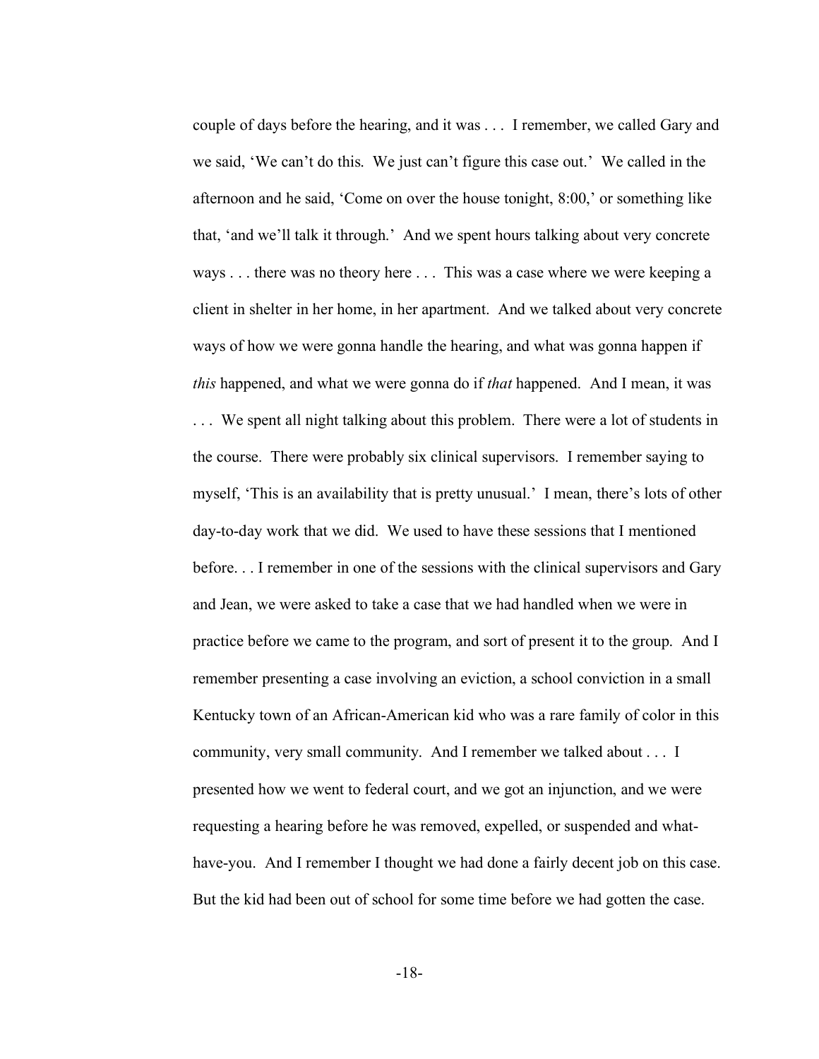couple of days before the hearing, and it was . . . I remember, we called Gary and we said, 'We can't do this. We just can't figure this case out.' We called in the afternoon and he said, 'Come on over the house tonight, 8:00,' or something like that, 'and we'll talk it through.' And we spent hours talking about very concrete ways . . . there was no theory here . . . This was a case where we were keeping a client in shelter in her home, in her apartment. And we talked about very concrete ways of how we were gonna handle the hearing, and what was gonna happen if *this* happened, and what we were gonna do if *that* happened. And I mean, it was . . . We spent all night talking about this problem. There were a lot of students in the course. There were probably six clinical supervisors. I remember saying to myself, 'This is an availability that is pretty unusual.' I mean, there's lots of other day-to-day work that we did. We used to have these sessions that I mentioned before. . . I remember in one of the sessions with the clinical supervisors and Gary and Jean, we were asked to take a case that we had handled when we were in practice before we came to the program, and sort of present it to the group. And I remember presenting a case involving an eviction, a school conviction in a small Kentucky town of an African-American kid who was a rare family of color in this community, very small community. And I remember we talked about . . . I presented how we went to federal court, and we got an injunction, and we were requesting a hearing before he was removed, expelled, or suspended and what-have-you. And I remember I thought we had done a fairly decent job on this case. But the kid had been out of school for some time before we had gotten the case.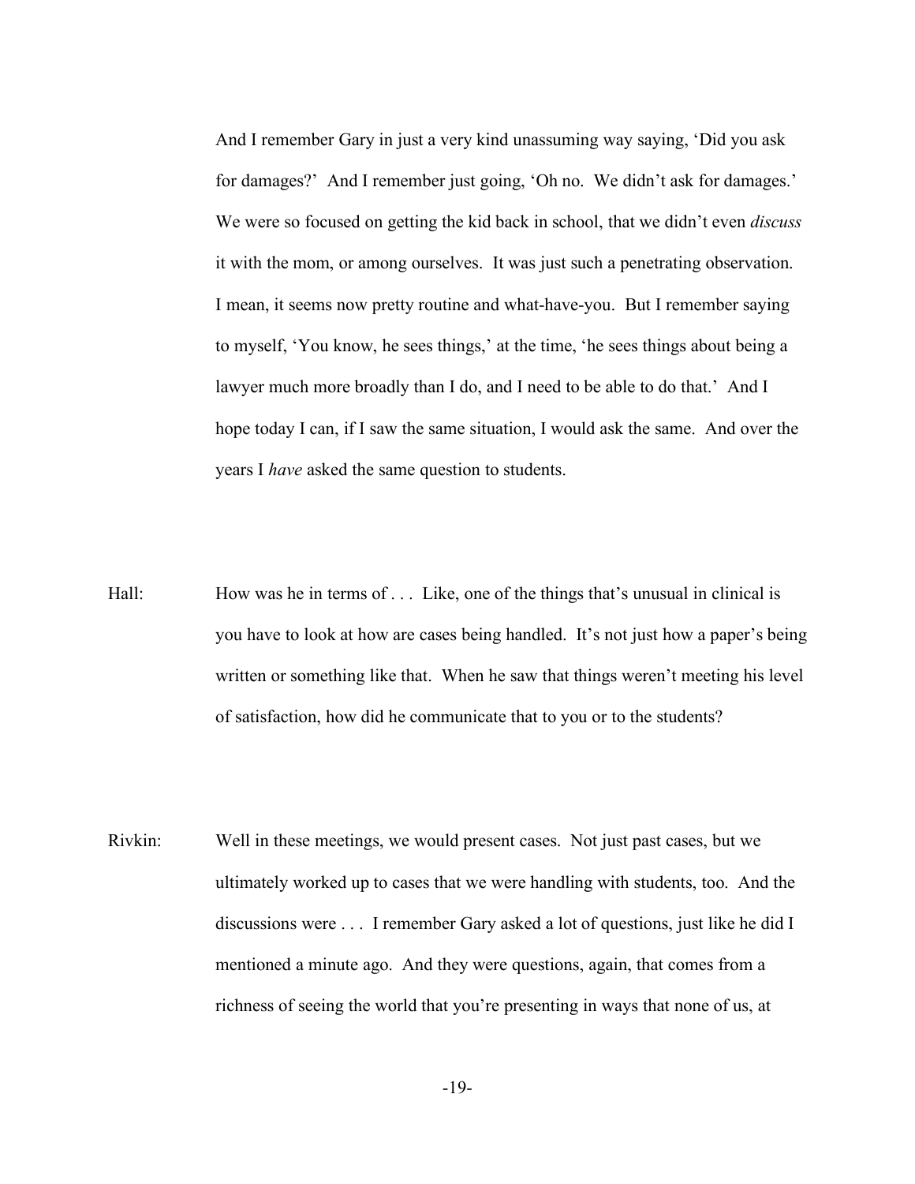And I remember Gary in just a very kind unassuming way saying, 'Did you ask for damages?' And I remember just going, 'Oh no. We didn't ask for damages.' We were so focused on getting the kid back in school, that we didn't even *discuss* it with the mom, or among ourselves. It was just such a penetrating observation. I mean, it seems now pretty routine and what-have-you. But I remember saying to myself, 'You know, he sees things,' at the time, 'he sees things about being a lawyer much more broadly than I do, and I need to be able to do that.' And I hope today I can, if I saw the same situation, I would ask the same. And over the years I *have* asked the same question to students.

Hall: How was he in terms of . . . Like, one of the things that's unusual in clinical is you have to look at how are cases being handled. It's not just how a paper's being written or something like that. When he saw that things weren't meeting his level of satisfaction, how did he communicate that to you or to the students?

Rivkin: Well in these meetings, we would present cases. Not just past cases, but we ultimately worked up to cases that we were handling with students, too. And the discussions were . . . I remember Gary asked a lot of questions, just like he did I mentioned a minute ago. And they were questions, again, that comes from a richness of seeing the world that you're presenting in ways that none of us, at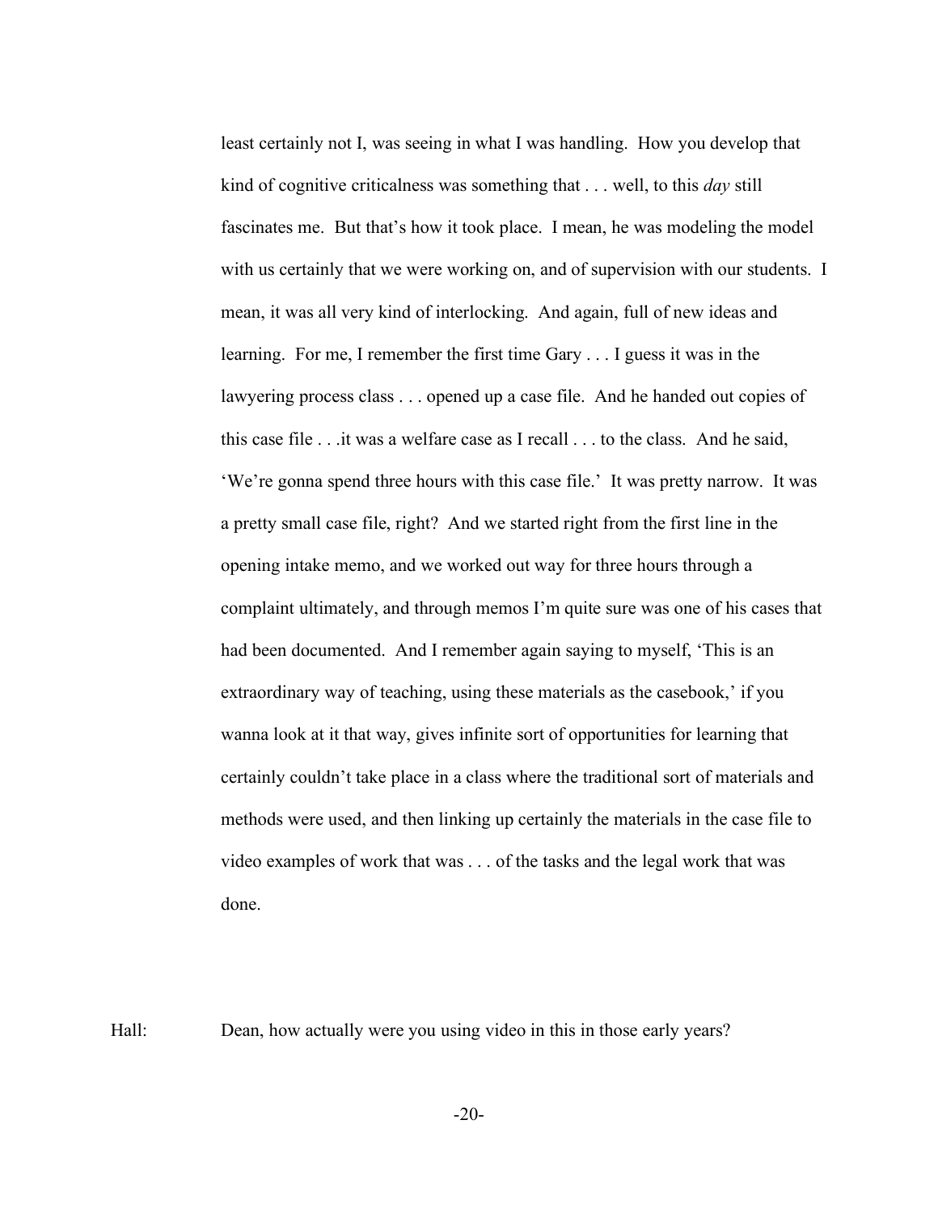least certainly not I, was seeing in what I was handling. How you develop that kind of cognitive criticalness was something that . . . well, to this *day* still fascinates me. But that's how it took place. I mean, he was modeling the model with us certainly that we were working on, and of supervision with our students. I mean, it was all very kind of interlocking. And again, full of new ideas and learning. For me, I remember the first time Gary . . . I guess it was in the lawyering process class . . . opened up a case file. And he handed out copies of this case file . . .it was a welfare case as I recall . . . to the class. And he said, 'We're gonna spend three hours with this case file.' It was pretty narrow. It was a pretty small case file, right? And we started right from the first line in the opening intake memo, and we worked out way for three hours through a complaint ultimately, and through memos I'm quite sure was one of his cases that had been documented. And I remember again saying to myself, 'This is an extraordinary way of teaching, using these materials as the casebook,' if you wanna look at it that way, gives infinite sort of opportunities for learning that certainly couldn't take place in a class where the traditional sort of materials and methods were used, and then linking up certainly the materials in the case file to video examples of work that was . . . of the tasks and the legal work that was done.

Hall: Dean, how actually were you using video in this in those early years?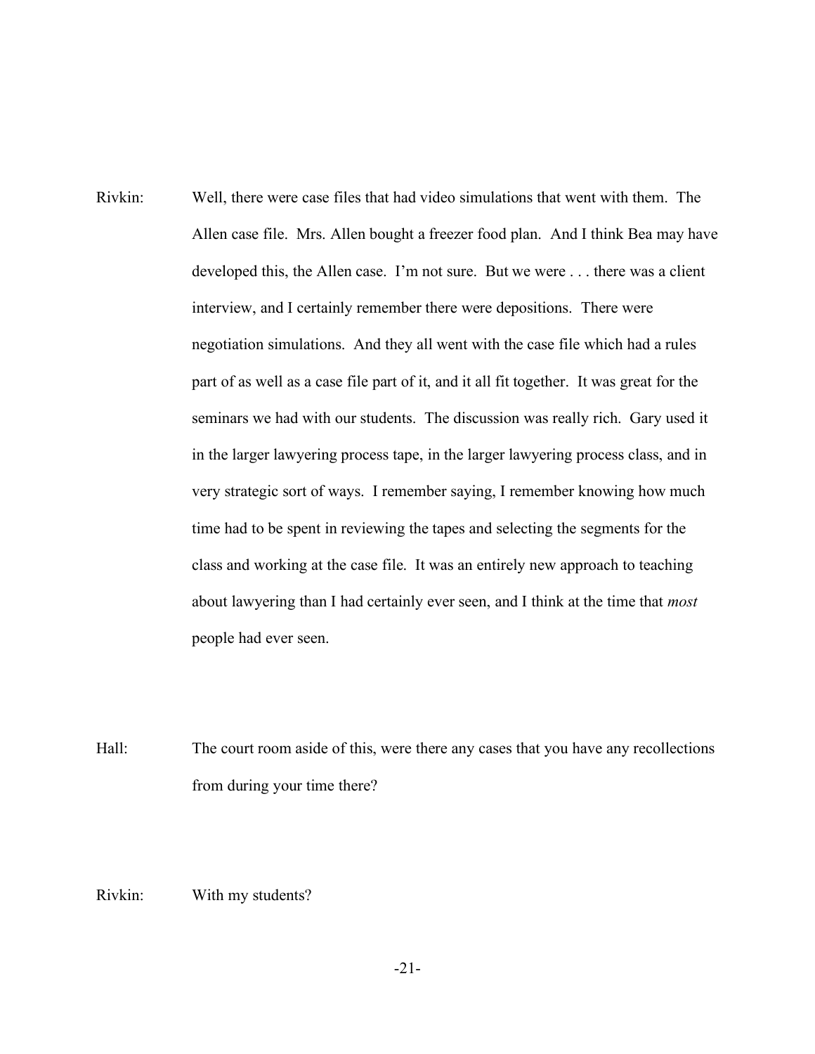Rivkin: Well, there were case files that had video simulations that went with them. The Allen case file. Mrs. Allen bought a freezer food plan. And I think Bea may have developed this, the Allen case. I'm not sure. But we were . . . there was a client interview, and I certainly remember there were depositions. There were negotiation simulations. And they all went with the case file which had a rules part of as well as a case file part of it, and it all fit together. It was great for the seminars we had with our students. The discussion was really rich. Gary used it in the larger lawyering process tape, in the larger lawyering process class, and in very strategic sort of ways. I remember saying, I remember knowing how much time had to be spent in reviewing the tapes and selecting the segments for the class and working at the case file. It was an entirely new approach to teaching about lawyering than I had certainly ever seen, and I think at the time that *most* people had ever seen.

Hall: The court room aside of this, were there any cases that you have any recollections from during your time there?

Rivkin: With my students?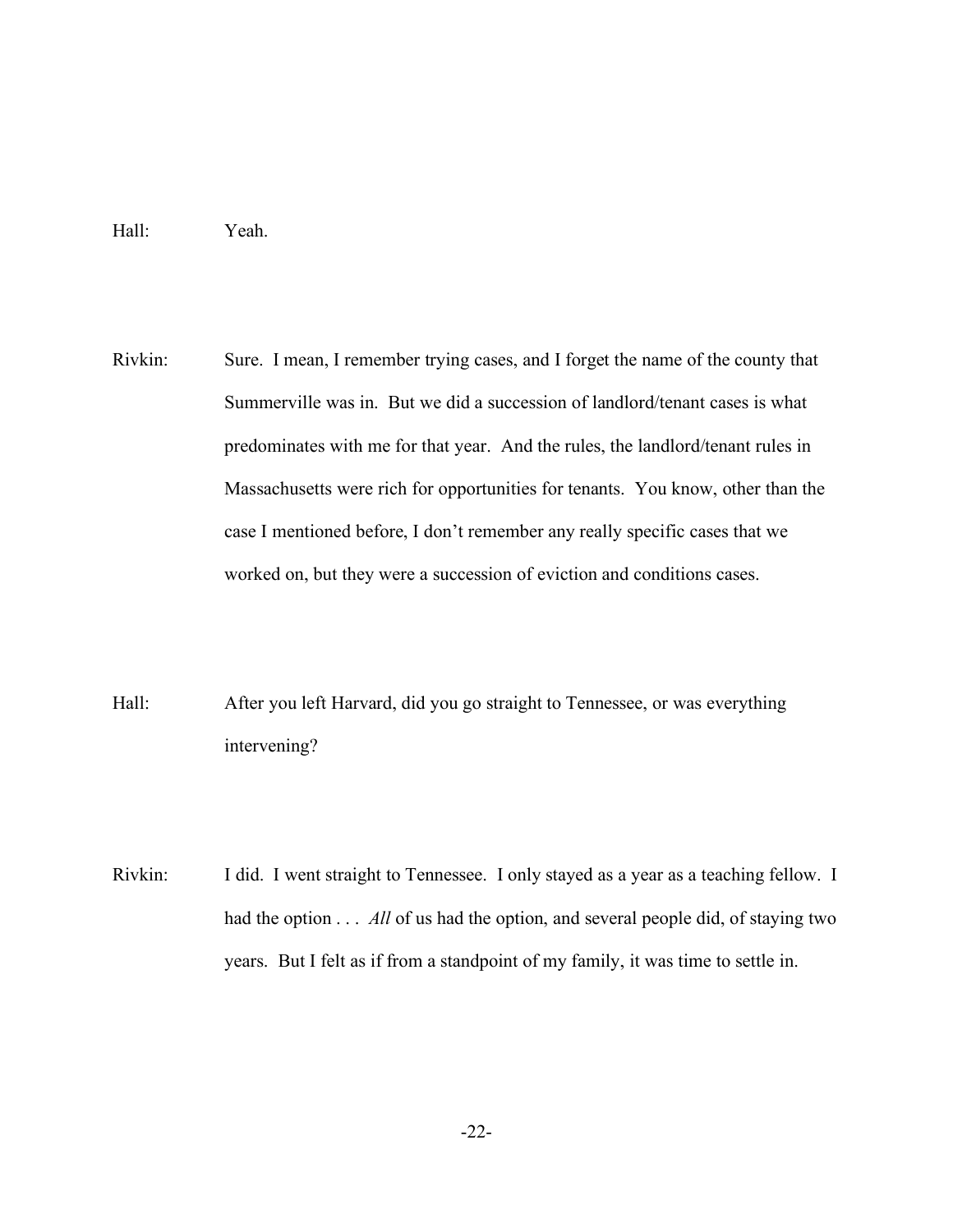Hall: Yeah.

Rivkin: Sure. I mean, I remember trying cases, and I forget the name of the county that Summerville was in. But we did a succession of landlord/tenant cases is what predominates with me for that year. And the rules, the landlord/tenant rules in Massachusetts were rich for opportunities for tenants. You know, other than the case I mentioned before, I don't remember any really specific cases that we worked on, but they were a succession of eviction and conditions cases.

Hall: After you left Harvard, did you go straight to Tennessee, or was everything intervening?

Rivkin: I did. I went straight to Tennessee. I only stayed as a year as a teaching fellow. I had the option . . . *All* of us had the option, and several people did, of staying two years. But I felt as if from a standpoint of my family, it was time to settle in.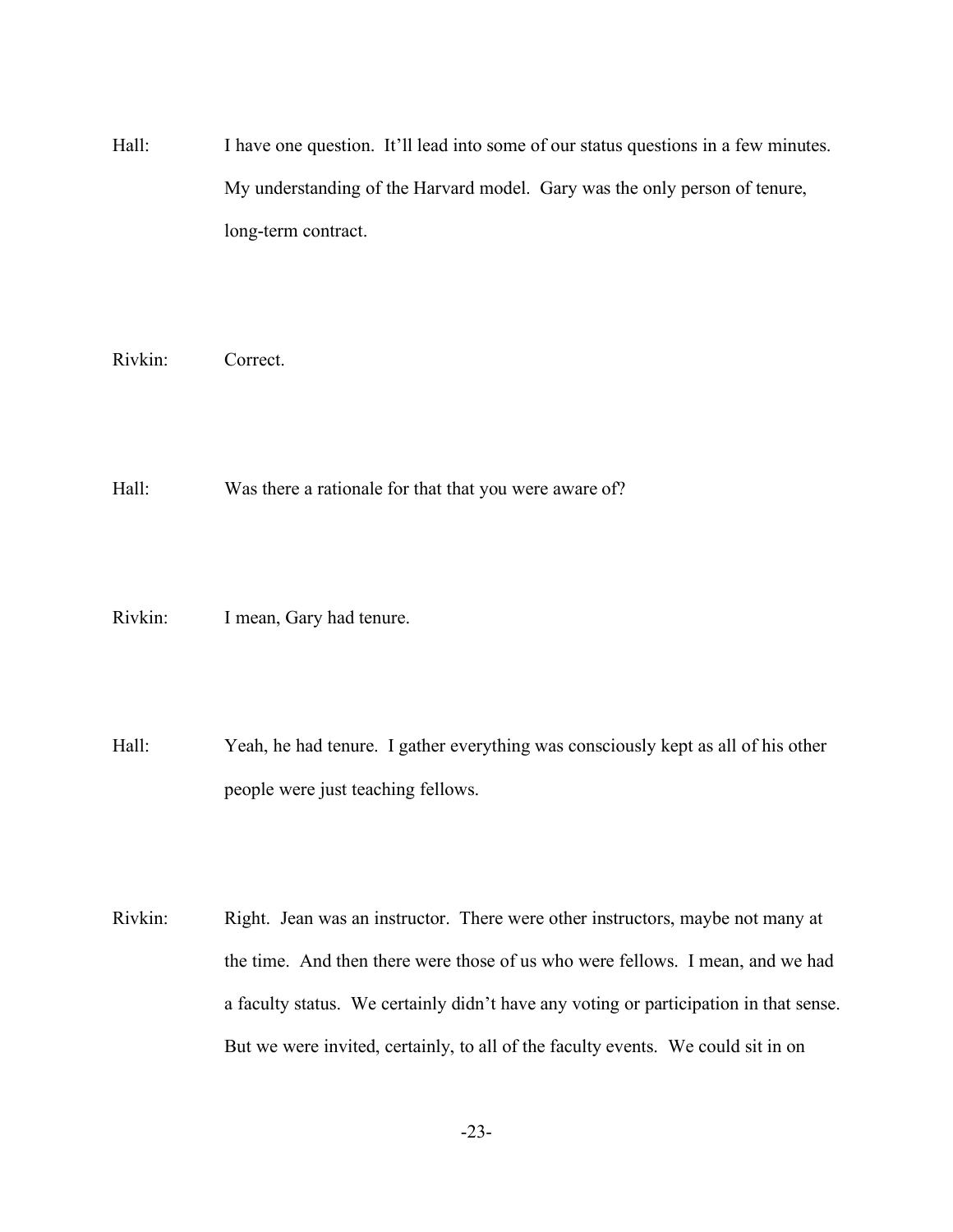Hall: I have one question. It'll lead into some of our status questions in a few minutes. My understanding of the Harvard model. Gary was the only person of tenure, long-term contract.

Rivkin: Correct.

Hall: Was there a rationale for that that you were aware of?

Rivkin: I mean, Gary had tenure.

Hall: Yeah, he had tenure. I gather everything was consciously kept as all of his other people were just teaching fellows.

Rivkin: Right. Jean was an instructor. There were other instructors, maybe not many at the time. And then there were those of us who were fellows. I mean, and we had a faculty status. We certainly didn't have any voting or participation in that sense. But we were invited, certainly, to all of the faculty events. We could sit in on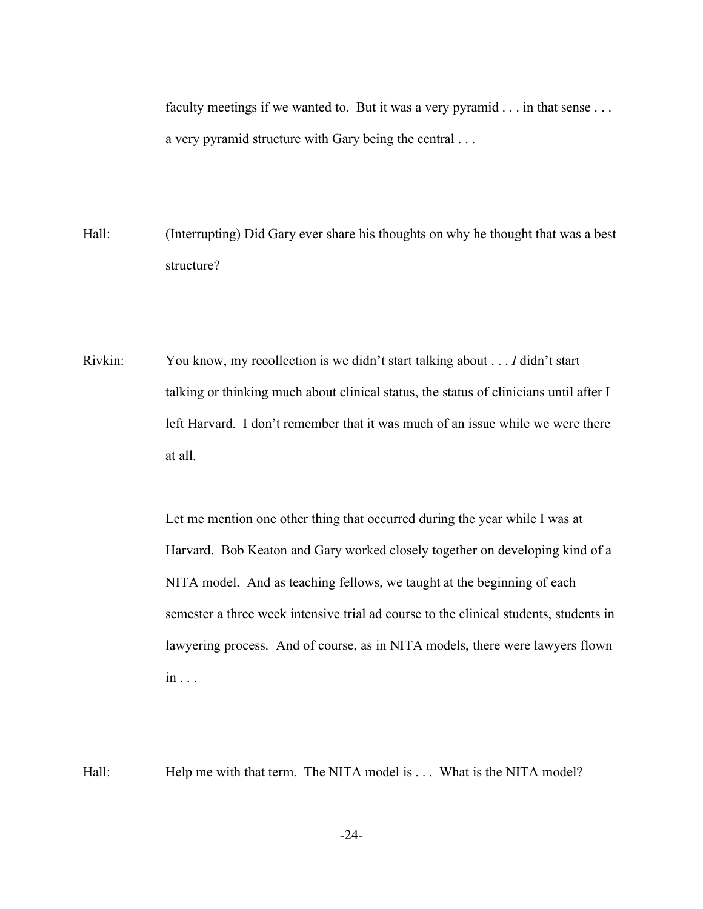faculty meetings if we wanted to. But it was a very pyramid . . . in that sense . . . a very pyramid structure with Gary being the central . . .

Hall: (Interrupting) Did Gary ever share his thoughts on why he thought that was a best structure?

Rivkin: You know, my recollection is we didn't start talking about . . . *I* didn't start talking or thinking much about clinical status, the status of clinicians until after I left Harvard. I don't remember that it was much of an issue while we were there at all.

Let me mention one other thing that occurred during the year while I was at Harvard. Bob Keaton and Gary worked closely together on developing kind of a NITA model. And as teaching fellows, we taught at the beginning of each semester a three week intensive trial ad course to the clinical students, students in lawyering process. And of course, as in NITA models, there were lawyers flown in . . .

Hall: Help me with that term. The NITA model is . . . What is the NITA model?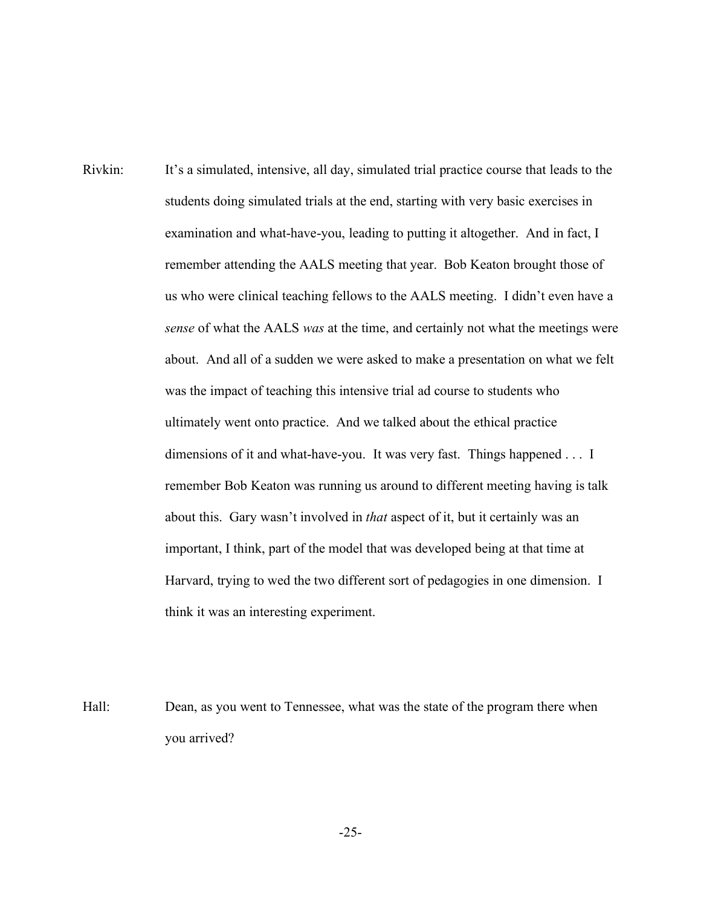Rivkin: It's a simulated, intensive, all day, simulated trial practice course that leads to the students doing simulated trials at the end, starting with very basic exercises in examination and what-have-you, leading to putting it altogether. And in fact, I remember attending the AALS meeting that year. Bob Keaton brought those of us who were clinical teaching fellows to the AALS meeting. I didn't even have a *sense* of what the AALS *was* at the time, and certainly not what the meetings were about. And all of a sudden we were asked to make a presentation on what we felt was the impact of teaching this intensive trial ad course to students who ultimately went onto practice. And we talked about the ethical practice dimensions of it and what-have-you. It was very fast. Things happened . . . I remember Bob Keaton was running us around to different meeting having is talk about this. Gary wasn't involved in *that* aspect of it, but it certainly was an important, I think, part of the model that was developed being at that time at Harvard, trying to wed the two different sort of pedagogies in one dimension. I think it was an interesting experiment.

Hall: Dean, as you went to Tennessee, what was the state of the program there when you arrived?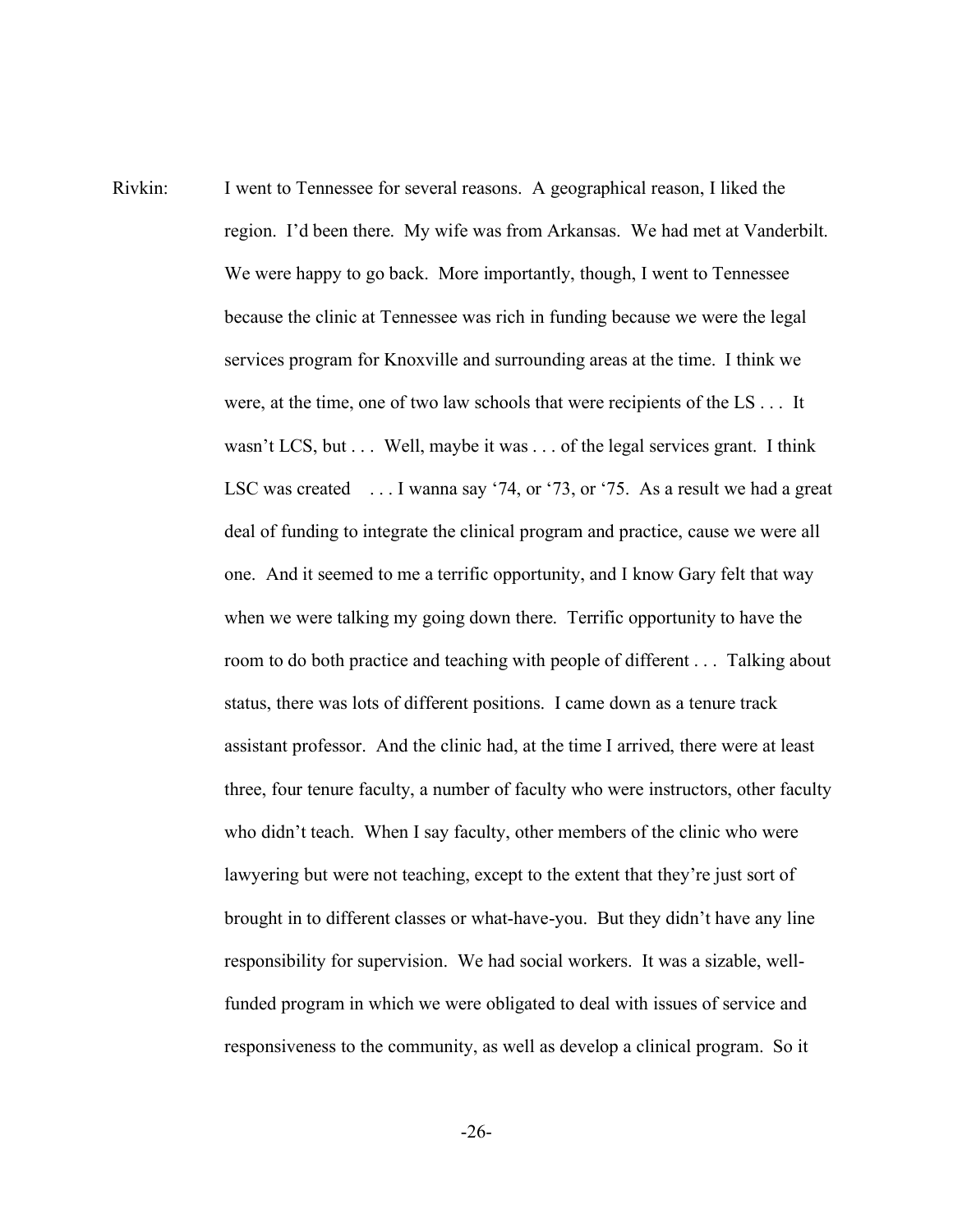Rivkin: I went to Tennessee for several reasons. A geographical reason, I liked the region. I'd been there. My wife was from Arkansas. We had met at Vanderbilt. We were happy to go back. More importantly, though, I went to Tennessee because the clinic at Tennessee was rich in funding because we were the legal services program for Knoxville and surrounding areas at the time. I think we were, at the time, one of two law schools that were recipients of the LS . . . It wasn't LCS, but . . . Well, maybe it was . . . of the legal services grant. I think LSC was created . . . I wanna say '74, or '73, or '75. As a result we had a great deal of funding to integrate the clinical program and practice, cause we were all one. And it seemed to me a terrific opportunity, and I know Gary felt that way when we were talking my going down there. Terrific opportunity to have the room to do both practice and teaching with people of different . . . Talking about status, there was lots of different positions. I came down as a tenure track assistant professor. And the clinic had, at the time I arrived, there were at least three, four tenure faculty, a number of faculty who were instructors, other faculty who didn't teach. When I say faculty, other members of the clinic who were lawyering but were not teaching, except to the extent that they're just sort of brought in to different classes or what-have-you. But they didn't have any line responsibility for supervision. We had social workers. It was a sizable, well-funded program in which we were obligated to deal with issues of service and responsiveness to the community, as well as develop a clinical program. So it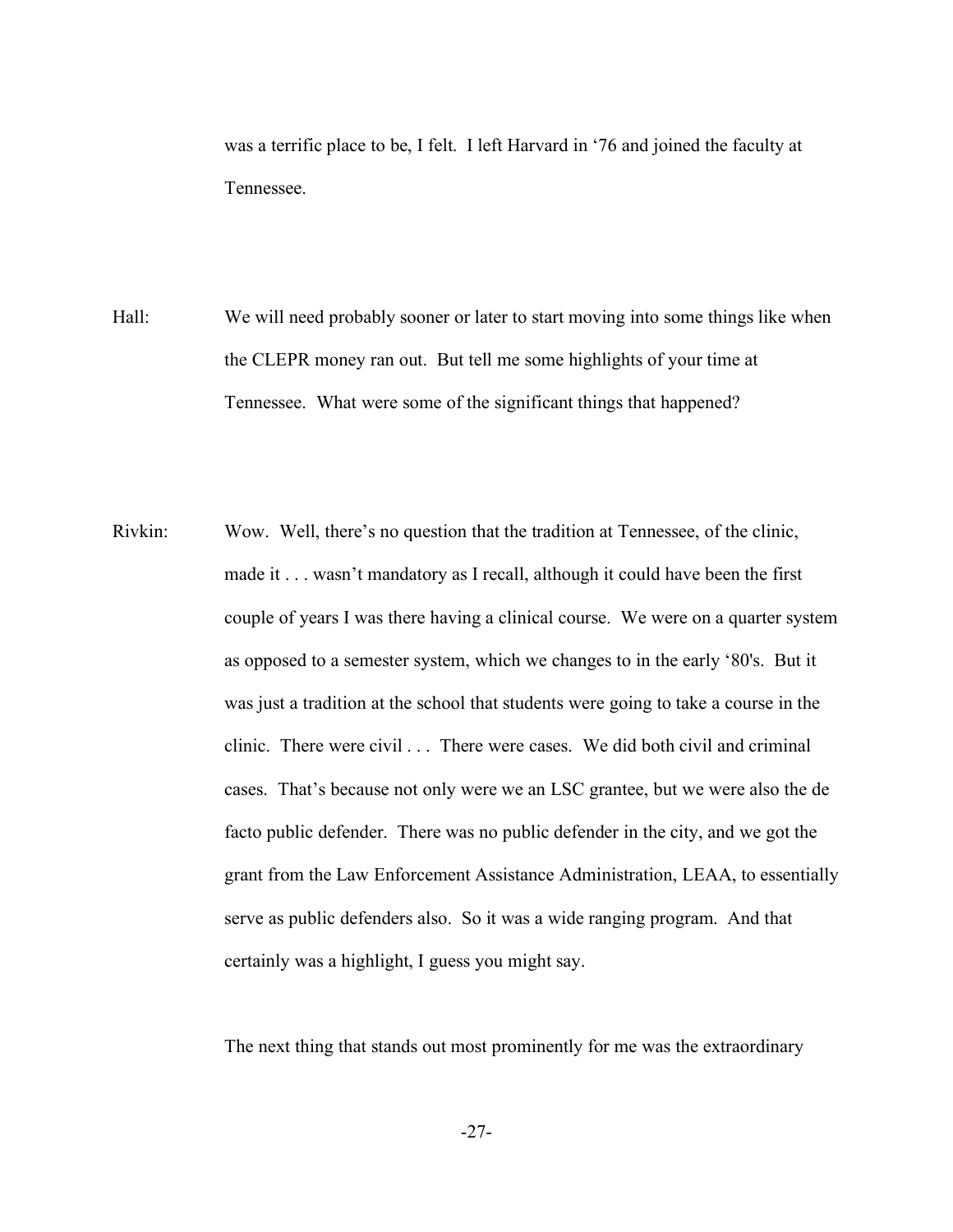was a terrific place to be, I felt. I left Harvard in '76 and joined the faculty at Tennessee.

Hall: We will need probably sooner or later to start moving into some things like when the CLEPR money ran out. But tell me some highlights of your time at Tennessee. What were some of the significant things that happened?

Rivkin: Wow. Well, there's no question that the tradition at Tennessee, of the clinic, made it . . . wasn't mandatory as I recall, although it could have been the first couple of years I was there having a clinical course. We were on a quarter system as opposed to a semester system, which we changes to in the early '80's. But it was just a tradition at the school that students were going to take a course in the clinic. There were civil . . . There were cases. We did both civil and criminal cases. That's because not only were we an LSC grantee, but we were also the de facto public defender. There was no public defender in the city, and we got the grant from the Law Enforcement Assistance Administration, LEAA, to essentially serve as public defenders also. So it was a wide ranging program. And that certainly was a highlight, I guess you might say.

The next thing that stands out most prominently for me was the extraordinary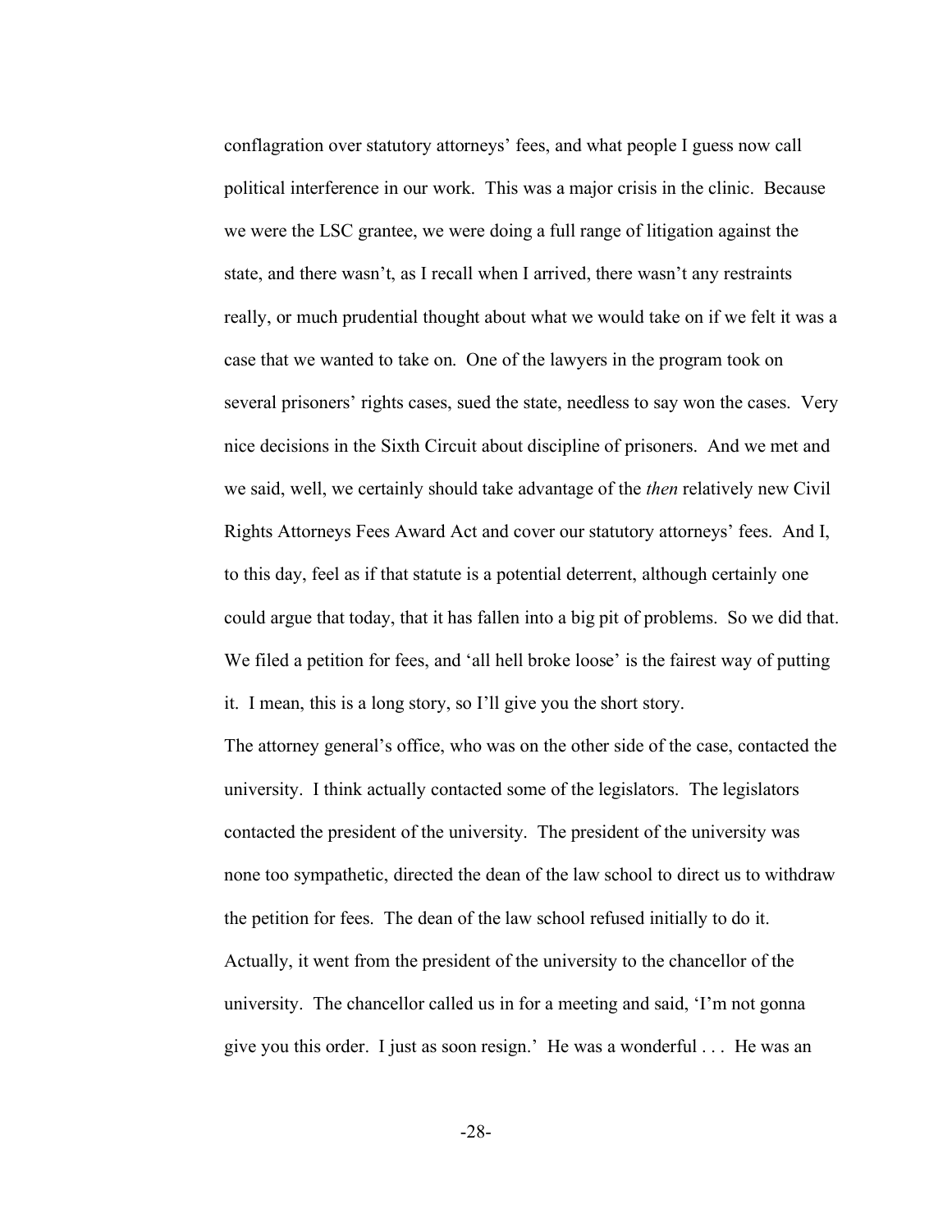conflagration over statutory attorneys' fees, and what people I guess now call political interference in our work. This was a major crisis in the clinic. Because we were the LSC grantee, we were doing a full range of litigation against the state, and there wasn't, as I recall when I arrived, there wasn't any restraints really, or much prudential thought about what we would take on if we felt it was a case that we wanted to take on. One of the lawyers in the program took on several prisoners' rights cases, sued the state, needless to say won the cases. Very nice decisions in the Sixth Circuit about discipline of prisoners. And we met and we said, well, we certainly should take advantage of the *then* relatively new Civil Rights Attorneys Fees Award Act and cover our statutory attorneys' fees. And I, to this day, feel as if that statute is a potential deterrent, although certainly one could argue that today, that it has fallen into a big pit of problems. So we did that. We filed a petition for fees, and 'all hell broke loose' is the fairest way of putting it. I mean, this is a long story, so I'll give you the short story.

The attorney general's office, who was on the other side of the case, contacted the university. I think actually contacted some of the legislators. The legislators contacted the president of the university. The president of the university was none too sympathetic, directed the dean of the law school to direct us to withdraw the petition for fees. The dean of the law school refused initially to do it. Actually, it went from the president of the university to the chancellor of the university. The chancellor called us in for a meeting and said, 'I'm not gonna give you this order. I just as soon resign.' He was a wonderful . . . He was an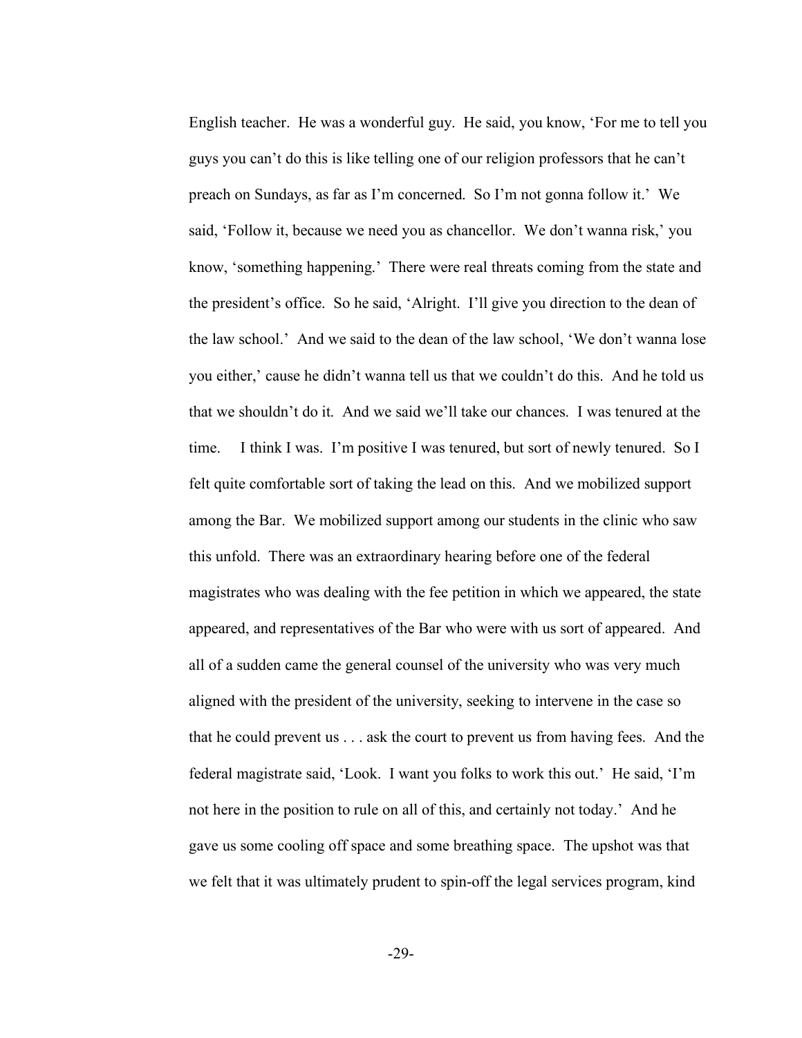English teacher. He was a wonderful guy. He said, you know, 'For me to tell you guys you can't do this is like telling one of our religion professors that he can't preach on Sundays, as far as I'm concerned. So I'm not gonna follow it.' We said, 'Follow it, because we need you as chancellor. We don't wanna risk,' you know, 'something happening.' There were real threats coming from the state and the president's office. So he said, 'Alright. I'll give you direction to the dean of the law school.' And we said to the dean of the law school, 'We don't wanna lose you either,' cause he didn't wanna tell us that we couldn't do this. And he told us that we shouldn't do it. And we said we'll take our chances. I was tenured at the time. I think I was. I'm positive I was tenured, but sort of newly tenured. So I felt quite comfortable sort of taking the lead on this. And we mobilized support among the Bar. We mobilized support among our students in the clinic who saw this unfold. There was an extraordinary hearing before one of the federal magistrates who was dealing with the fee petition in which we appeared, the state appeared, and representatives of the Bar who were with us sort of appeared. And all of a sudden came the general counsel of the university who was very much aligned with the president of the university, seeking to intervene in the case so that he could prevent us . . . ask the court to prevent us from having fees. And the federal magistrate said, 'Look. I want you folks to work this out.' He said, 'I'm not here in the position to rule on all of this, and certainly not today.' And he gave us some cooling off space and some breathing space. The upshot was that we felt that it was ultimately prudent to spin-off the legal services program, kind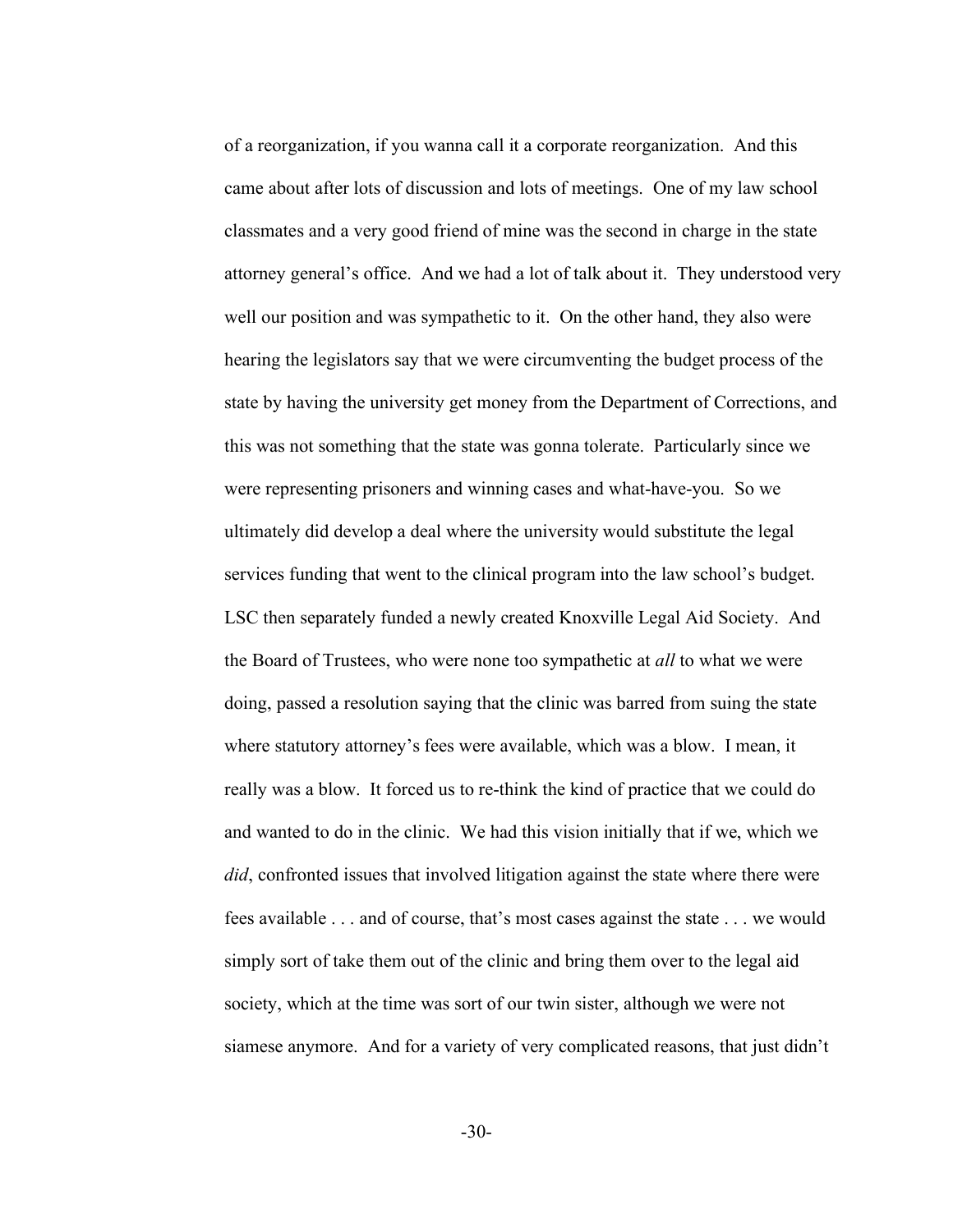of a reorganization, if you wanna call it a corporate reorganization. And this came about after lots of discussion and lots of meetings. One of my law school classmates and a very good friend of mine was the second in charge in the state attorney general's office. And we had a lot of talk about it. They understood very well our position and was sympathetic to it. On the other hand, they also were hearing the legislators say that we were circumventing the budget process of the state by having the university get money from the Department of Corrections, and this was not something that the state was gonna tolerate. Particularly since we were representing prisoners and winning cases and what-have-you. So we ultimately did develop a deal where the university would substitute the legal services funding that went to the clinical program into the law school's budget. LSC then separately funded a newly created Knoxville Legal Aid Society. And the Board of Trustees, who were none too sympathetic at *all* to what we were doing, passed a resolution saying that the clinic was barred from suing the state where statutory attorney's fees were available, which was a blow. I mean, it really was a blow. It forced us to re-think the kind of practice that we could do and wanted to do in the clinic. We had this vision initially that if we, which we *did*, confronted issues that involved litigation against the state where there were fees available . . . and of course, that's most cases against the state . . . we would simply sort of take them out of the clinic and bring them over to the legal aid society, which at the time was sort of our twin sister, although we were not siamese anymore. And for a variety of very complicated reasons, that just didn't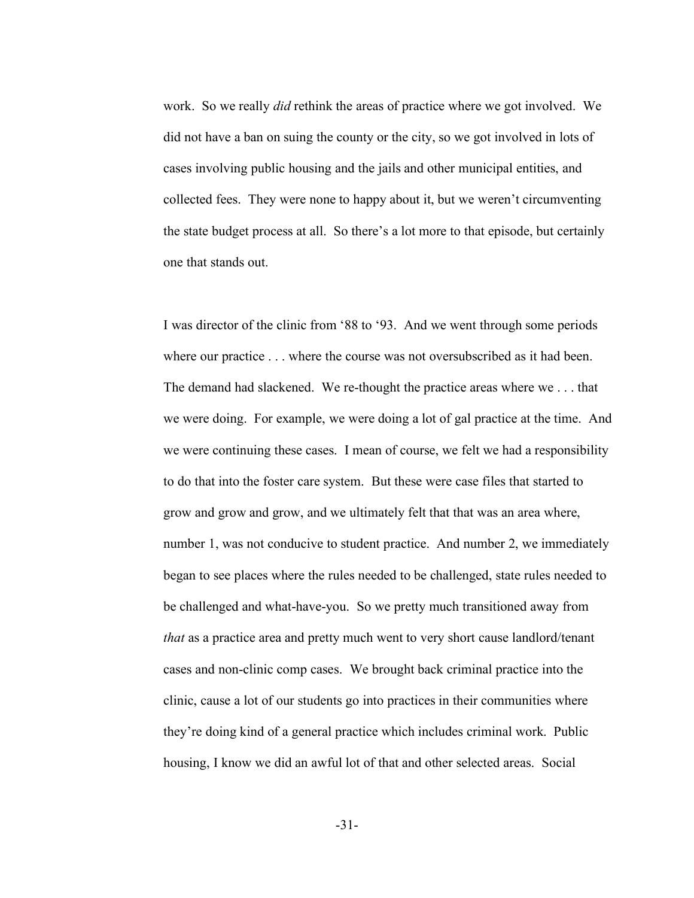work. So we really *did* rethink the areas of practice where we got involved. We did not have a ban on suing the county or the city, so we got involved in lots of cases involving public housing and the jails and other municipal entities, and collected fees. They were none to happy about it, but we weren't circumventing the state budget process at all. So there's a lot more to that episode, but certainly one that stands out.

I was director of the clinic from '88 to '93. And we went through some periods where our practice . . . where the course was not oversubscribed as it had been. The demand had slackened. We re-thought the practice areas where we . . . that we were doing. For example, we were doing a lot of gal practice at the time. And we were continuing these cases. I mean of course, we felt we had a responsibility to do that into the foster care system. But these were case files that started to grow and grow and grow, and we ultimately felt that that was an area where, number 1, was not conducive to student practice. And number 2, we immediately began to see places where the rules needed to be challenged, state rules needed to be challenged and what-have-you. So we pretty much transitioned away from *that* as a practice area and pretty much went to very short cause landlord/tenant cases and non-clinic comp cases. We brought back criminal practice into the clinic, cause a lot of our students go into practices in their communities where they're doing kind of a general practice which includes criminal work. Public housing, I know we did an awful lot of that and other selected areas. Social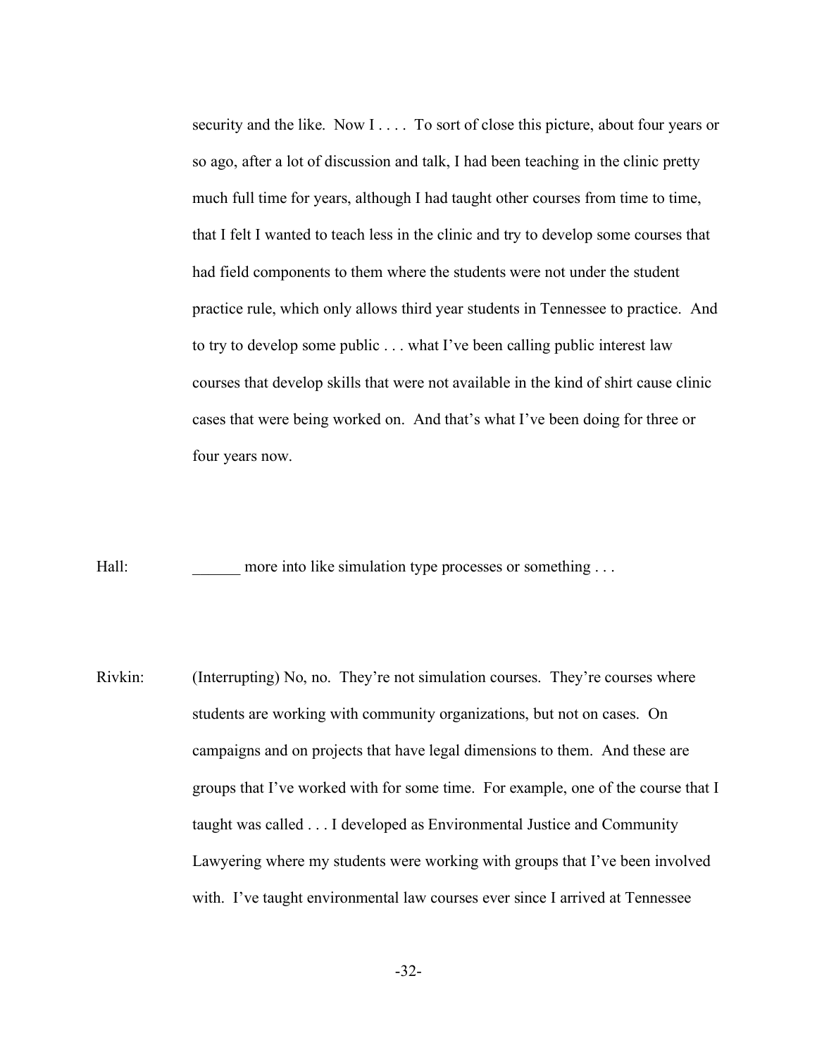security and the like. Now I . . . . To sort of close this picture, about four years or so ago, after a lot of discussion and talk, I had been teaching in the clinic pretty much full time for years, although I had taught other courses from time to time, that I felt I wanted to teach less in the clinic and try to develop some courses that had field components to them where the students were not under the student practice rule, which only allows third year students in Tennessee to practice. And to try to develop some public . . . what I've been calling public interest law courses that develop skills that were not available in the kind of shirt cause clinic cases that were being worked on. And that's what I've been doing for three or four years now.

Hall: ______ more into like simulation type processes or something . . .

Rivkin: (Interrupting) No, no. They're not simulation courses. They're courses where students are working with community organizations, but not on cases. On campaigns and on projects that have legal dimensions to them. And these are groups that I've worked with for some time. For example, one of the course that I taught was called . . . I developed as Environmental Justice and Community Lawyering where my students were working with groups that I've been involved with. I've taught environmental law courses ever since I arrived at Tennessee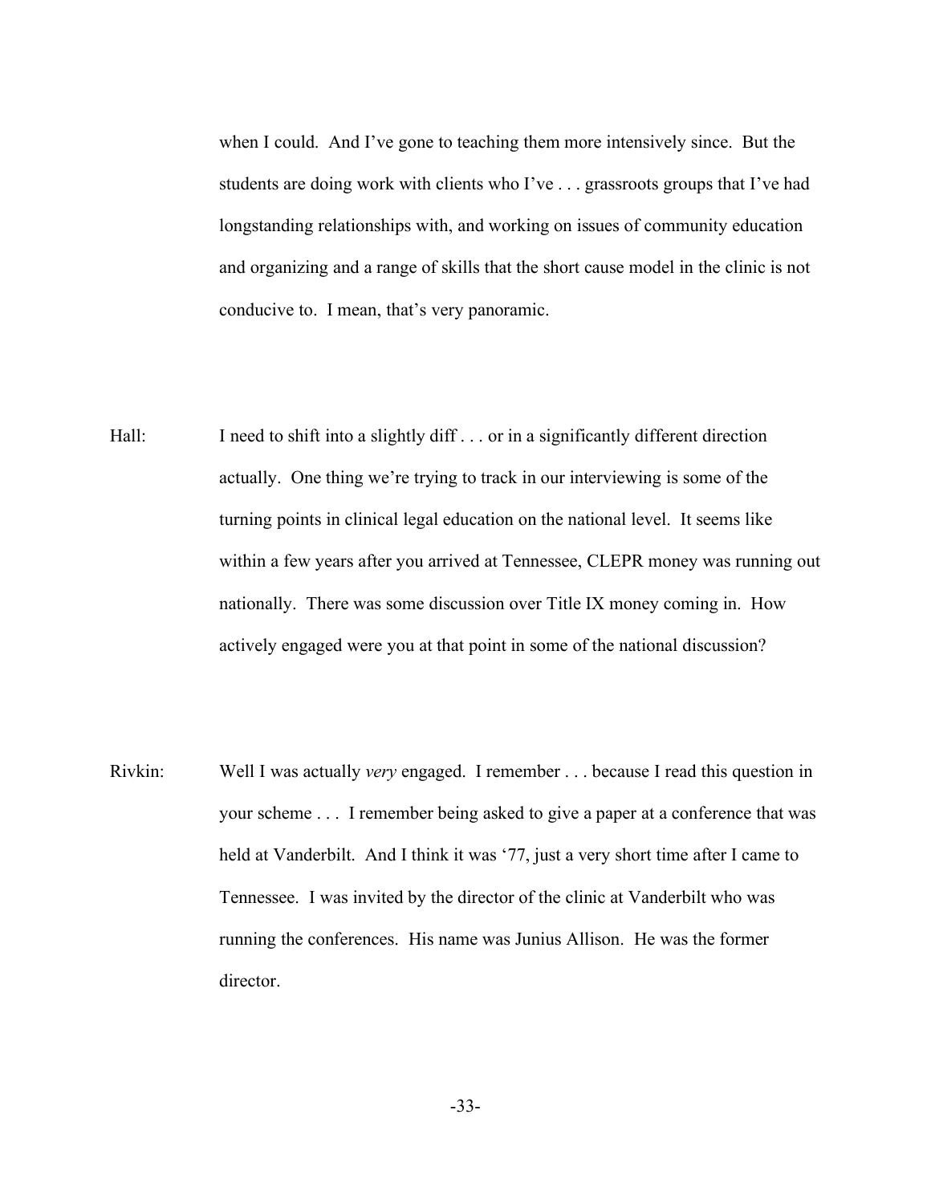when I could. And I've gone to teaching them more intensively since. But the students are doing work with clients who I've . . . grassroots groups that I've had longstanding relationships with, and working on issues of community education and organizing and a range of skills that the short cause model in the clinic is not conducive to. I mean, that's very panoramic.

Hall: I need to shift into a slightly diff . . . or in a significantly different direction actually. One thing we're trying to track in our interviewing is some of the turning points in clinical legal education on the national level. It seems like within a few years after you arrived at Tennessee, CLEPR money was running out nationally. There was some discussion over Title IX money coming in. How actively engaged were you at that point in some of the national discussion?

Rivkin: Well I was actually *very* engaged. I remember . . . because I read this question in your scheme . . . I remember being asked to give a paper at a conference that was held at Vanderbilt. And I think it was '77, just a very short time after I came to Tennessee. I was invited by the director of the clinic at Vanderbilt who was running the conferences. His name was Junius Allison. He was the former director.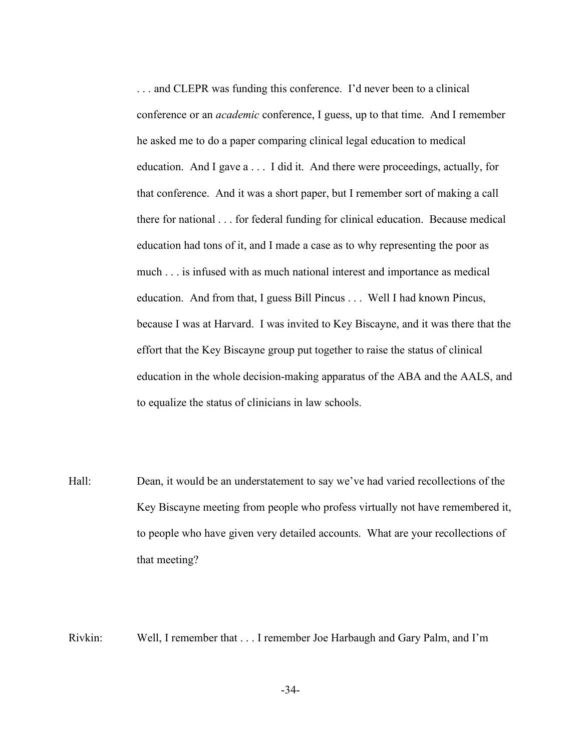. . . and CLEPR was funding this conference. I'd never been to a clinical conference or an *academic* conference, I guess, up to that time. And I remember he asked me to do a paper comparing clinical legal education to medical education. And I gave a . . . I did it. And there were proceedings, actually, for that conference. And it was a short paper, but I remember sort of making a call there for national . . . for federal funding for clinical education. Because medical education had tons of it, and I made a case as to why representing the poor as much . . . is infused with as much national interest and importance as medical education. And from that, I guess Bill Pincus . . . Well I had known Pincus, because I was at Harvard. I was invited to Key Biscayne, and it was there that the effort that the Key Biscayne group put together to raise the status of clinical education in the whole decision-making apparatus of the ABA and the AALS, and to equalize the status of clinicians in law schools.

Hall: Dean, it would be an understatement to say we've had varied recollections of the Key Biscayne meeting from people who profess virtually not have remembered it, to people who have given very detailed accounts. What are your recollections of that meeting?

Rivkin: Well, I remember that . . . I remember Joe Harbaugh and Gary Palm, and I'm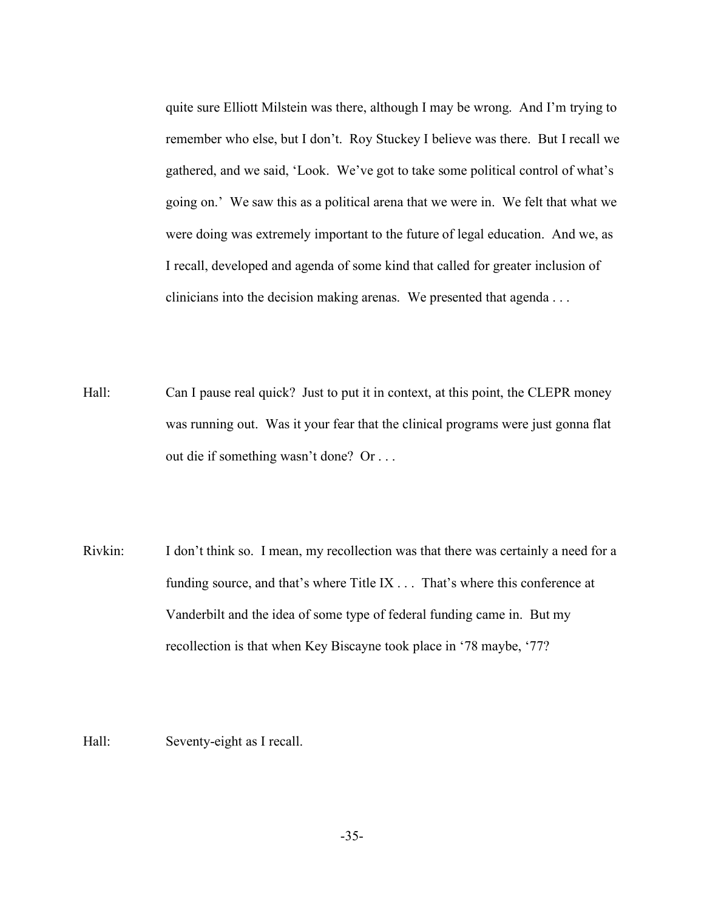quite sure Elliott Milstein was there, although I may be wrong. And I'm trying to remember who else, but I don't. Roy Stuckey I believe was there. But I recall we gathered, and we said, 'Look. We've got to take some political control of what's going on.' We saw this as a political arena that we were in. We felt that what we were doing was extremely important to the future of legal education. And we, as I recall, developed and agenda of some kind that called for greater inclusion of clinicians into the decision making arenas. We presented that agenda . . .

Hall: Can I pause real quick? Just to put it in context, at this point, the CLEPR money was running out. Was it your fear that the clinical programs were just gonna flat out die if something wasn't done? Or . . .

Rivkin: I don't think so. I mean, my recollection was that there was certainly a need for a funding source, and that's where Title IX . . . That's where this conference at Vanderbilt and the idea of some type of federal funding came in. But my recollection is that when Key Biscayne took place in '78 maybe, '77?

Hall: Seventy-eight as I recall.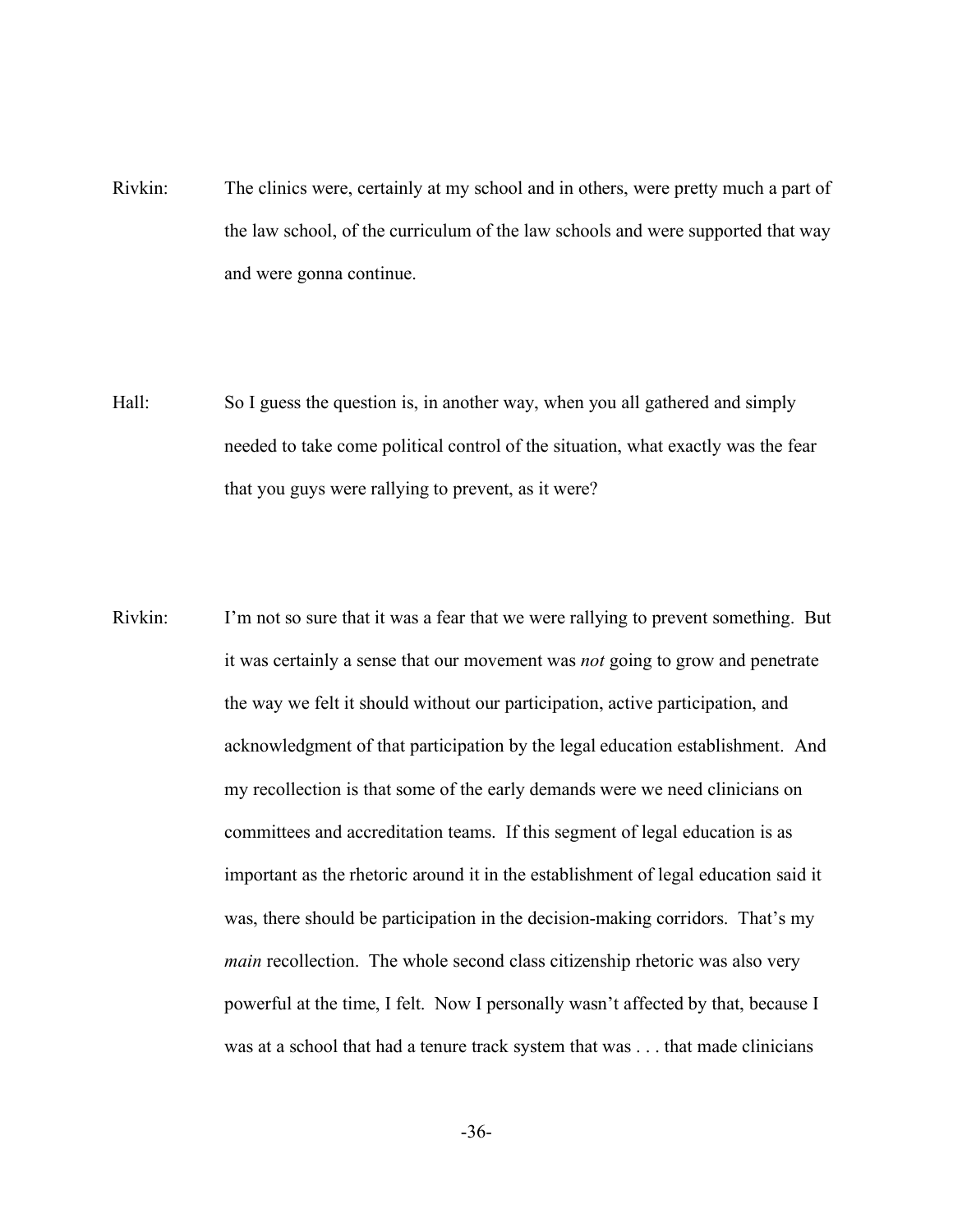Rivkin: The clinics were, certainly at my school and in others, were pretty much a part of the law school, of the curriculum of the law schools and were supported that way and were gonna continue.

Hall: So I guess the question is, in another way, when you all gathered and simply needed to take come political control of the situation, what exactly was the fear that you guys were rallying to prevent, as it were?

Rivkin: I'm not so sure that it was a fear that we were rallying to prevent something. But it was certainly a sense that our movement was *not* going to grow and penetrate the way we felt it should without our participation, active participation, and acknowledgment of that participation by the legal education establishment. And my recollection is that some of the early demands were we need clinicians on committees and accreditation teams. If this segment of legal education is as important as the rhetoric around it in the establishment of legal education said it was, there should be participation in the decision-making corridors. That's my *main* recollection. The whole second class citizenship rhetoric was also very powerful at the time, I felt. Now I personally wasn't affected by that, because I was at a school that had a tenure track system that was . . . that made clinicians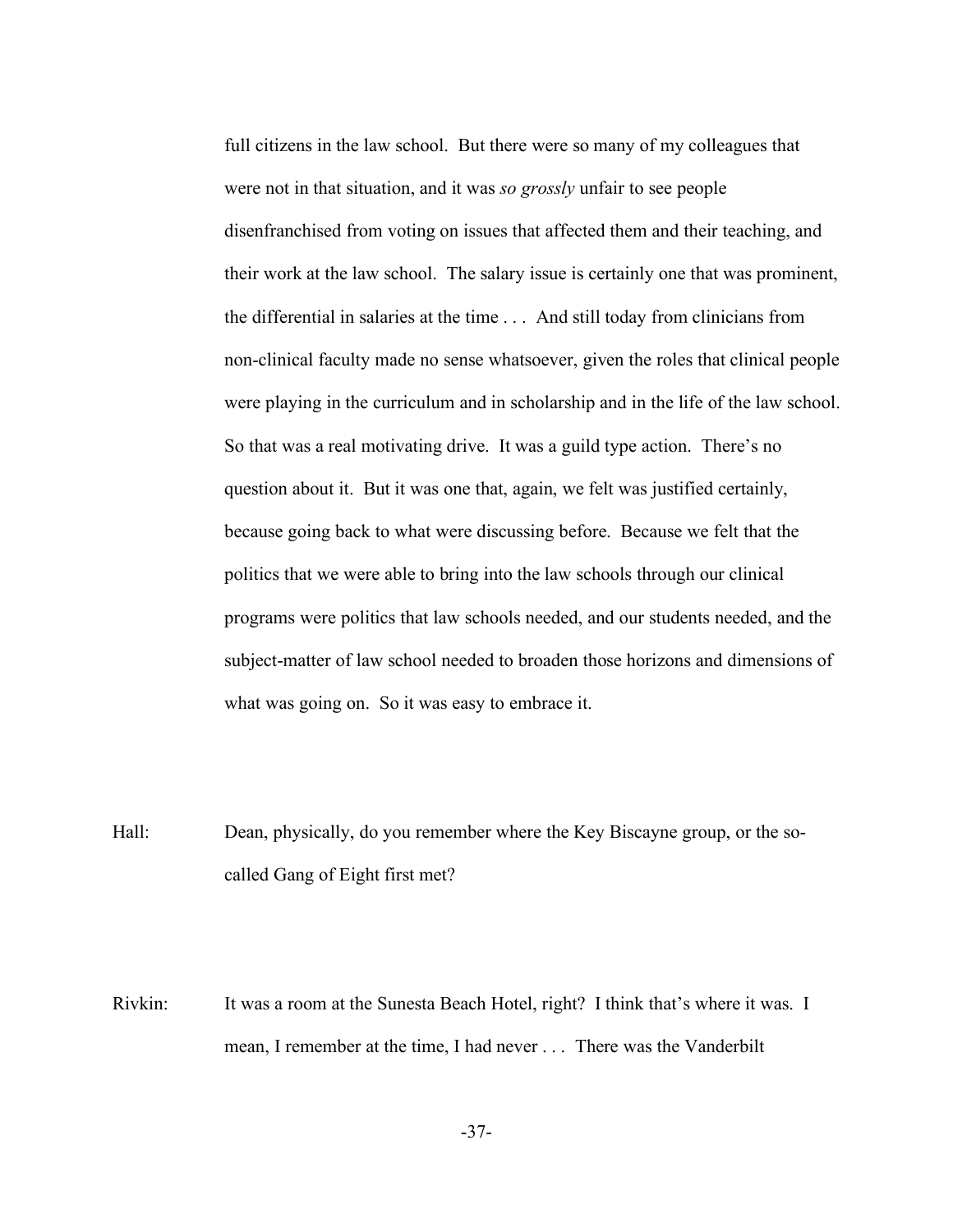full citizens in the law school. But there were so many of my colleagues that were not in that situation, and it was *so grossly* unfair to see people disenfranchised from voting on issues that affected them and their teaching, and their work at the law school. The salary issue is certainly one that was prominent, the differential in salaries at the time . . . And still today from clinicians from non-clinical faculty made no sense whatsoever, given the roles that clinical people were playing in the curriculum and in scholarship and in the life of the law school. So that was a real motivating drive. It was a guild type action. There's no question about it. But it was one that, again, we felt was justified certainly, because going back to what were discussing before. Because we felt that the politics that we were able to bring into the law schools through our clinical programs were politics that law schools needed, and our students needed, and the subject-matter of law school needed to broaden those horizons and dimensions of what was going on. So it was easy to embrace it.

Hall: Dean, physically, do you remember where the Key Biscayne group, or the so-called Gang of Eight first met?

Rivkin: It was a room at the Sunesta Beach Hotel, right? I think that's where it was. I mean, I remember at the time, I had never . . . There was the Vanderbilt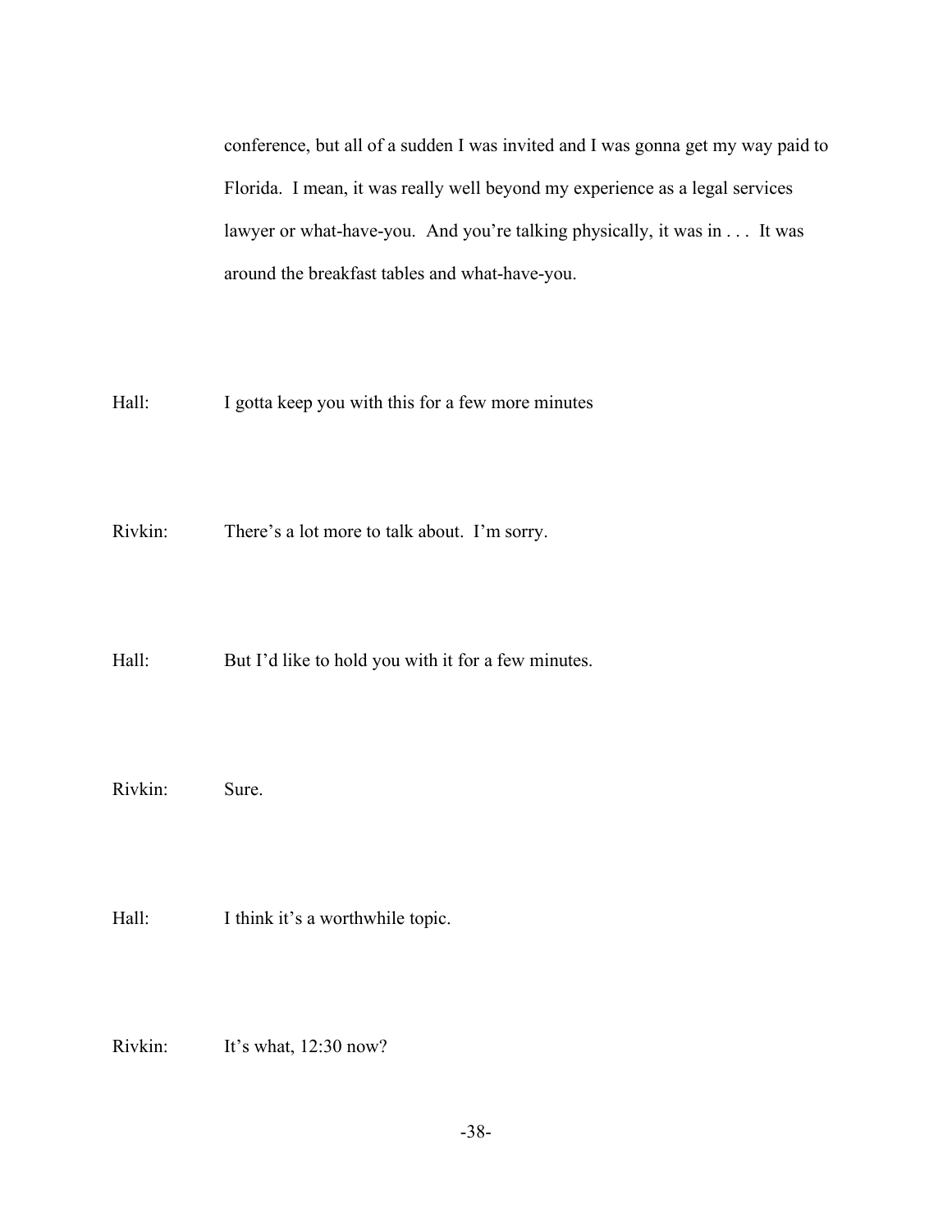conference, but all of a sudden I was invited and I was gonna get my way paid to Florida. I mean, it was really well beyond my experience as a legal services lawyer or what-have-you. And you're talking physically, it was in . . . It was around the breakfast tables and what-have-you.

Hall: I gotta keep you with this for a few more minutes

Rivkin: There's a lot more to talk about. I'm sorry.

Hall: But I'd like to hold you with it for a few minutes.

Rivkin: Sure.

Hall: I think it's a worthwhile topic.

Rivkin: It's what, 12:30 now?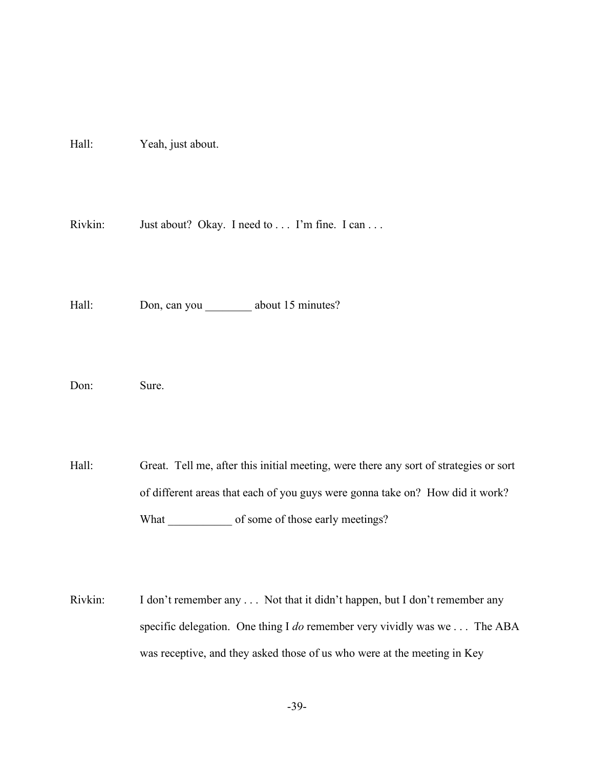Hall: Yeah, just about.

Rivkin: Just about? Okay. I need to . . . I'm fine. I can . . .

Hall: Don, can you ________ about 15 minutes?

Don: Sure.

Hall: Great. Tell me, after this initial meeting, were there any sort of strategies or sort of different areas that each of you guys were gonna take on? How did it work? What ___________ of some of those early meetings?

Rivkin: I don't remember any . . . Not that it didn't happen, but I don't remember any specific delegation. One thing I *do* remember very vividly was we . . . The ABA was receptive, and they asked those of us who were at the meeting in Key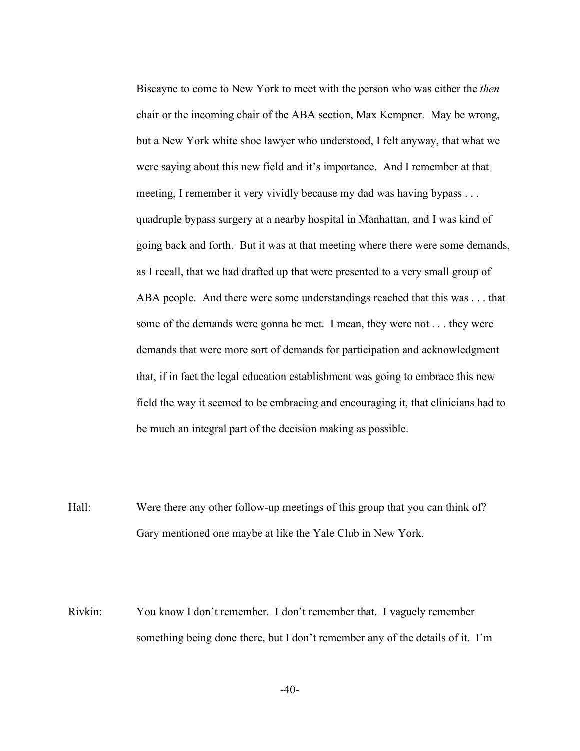Biscayne to come to New York to meet with the person who was either the *then* chair or the incoming chair of the ABA section, Max Kempner. May be wrong, but a New York white shoe lawyer who understood, I felt anyway, that what we were saying about this new field and it's importance. And I remember at that meeting, I remember it very vividly because my dad was having bypass . . . quadruple bypass surgery at a nearby hospital in Manhattan, and I was kind of going back and forth. But it was at that meeting where there were some demands, as I recall, that we had drafted up that were presented to a very small group of ABA people. And there were some understandings reached that this was . . . that some of the demands were gonna be met. I mean, they were not . . . they were demands that were more sort of demands for participation and acknowledgment that, if in fact the legal education establishment was going to embrace this new field the way it seemed to be embracing and encouraging it, that clinicians had to be much an integral part of the decision making as possible.

Hall: Were there any other follow-up meetings of this group that you can think of? Gary mentioned one maybe at like the Yale Club in New York.

Rivkin: You know I don't remember. I don't remember that. I vaguely remember something being done there, but I don't remember any of the details of it. I'm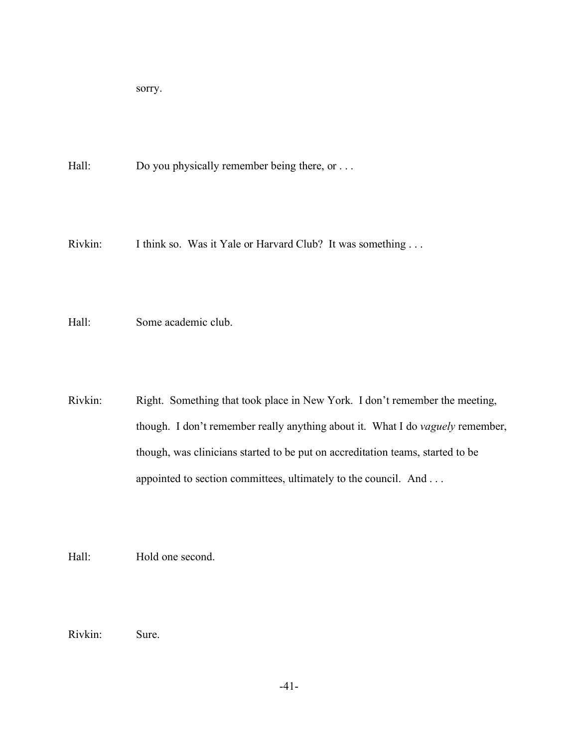sorry.

Hall: Do you physically remember being there, or . . .

Rivkin: I think so. Was it Yale or Harvard Club? It was something . . .

Hall: Some academic club.

Rivkin: Right. Something that took place in New York. I don't remember the meeting, though. I don't remember really anything about it. What I do *vaguely* remember, though, was clinicians started to be put on accreditation teams, started to be appointed to section committees, ultimately to the council. And . . .

Hall: Hold one second.

Rivkin: Sure.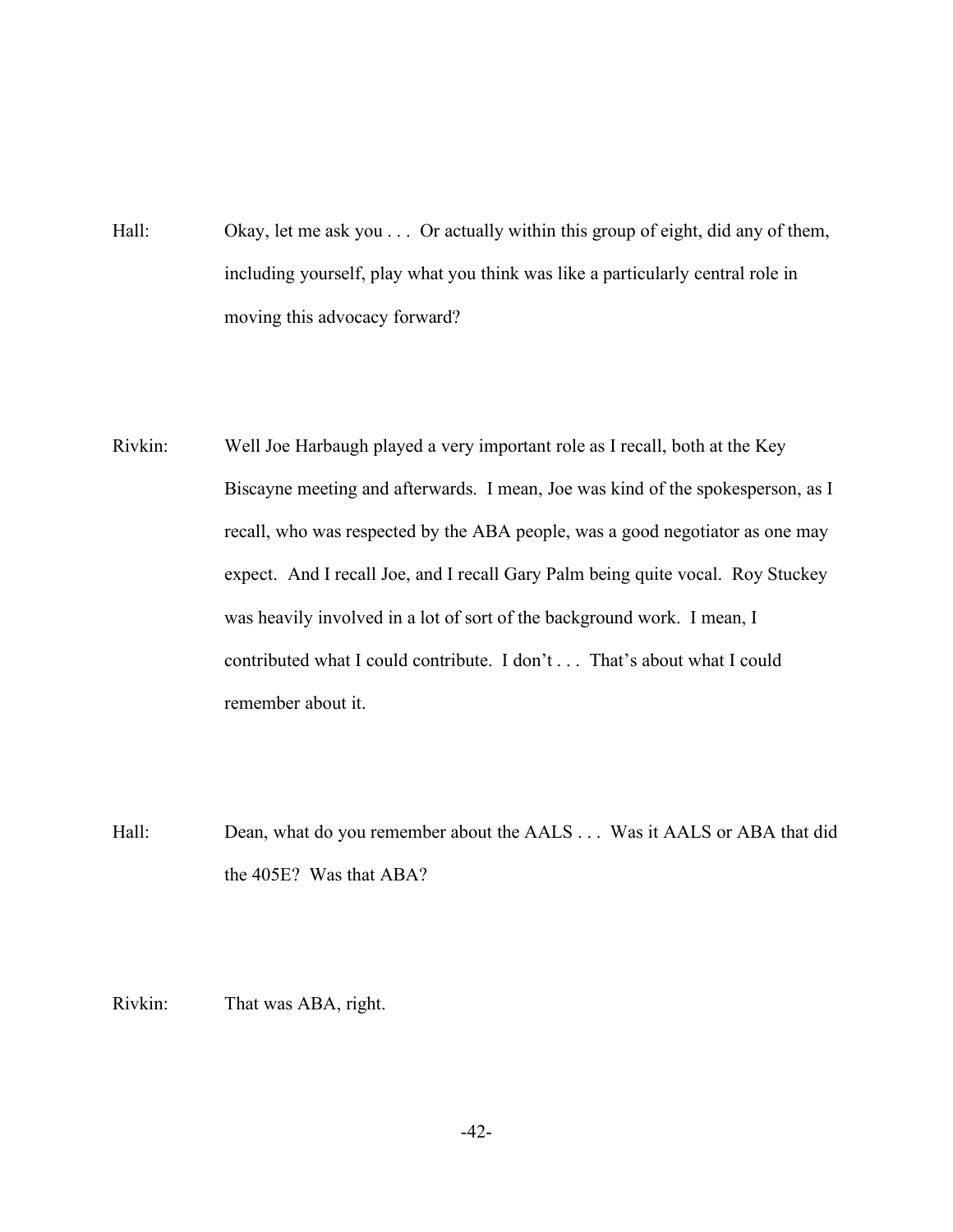Hall: Okay, let me ask you . . . Or actually within this group of eight, did any of them, including yourself, play what you think was like a particularly central role in moving this advocacy forward?

Rivkin: Well Joe Harbaugh played a very important role as I recall, both at the Key Biscayne meeting and afterwards. I mean, Joe was kind of the spokesperson, as I recall, who was respected by the ABA people, was a good negotiator as one may expect. And I recall Joe, and I recall Gary Palm being quite vocal. Roy Stuckey was heavily involved in a lot of sort of the background work. I mean, I contributed what I could contribute. I don't . . . That's about what I could remember about it.

Hall: Dean, what do you remember about the AALS . . . Was it AALS or ABA that did the 405E? Was that ABA?

Rivkin: That was ABA, right.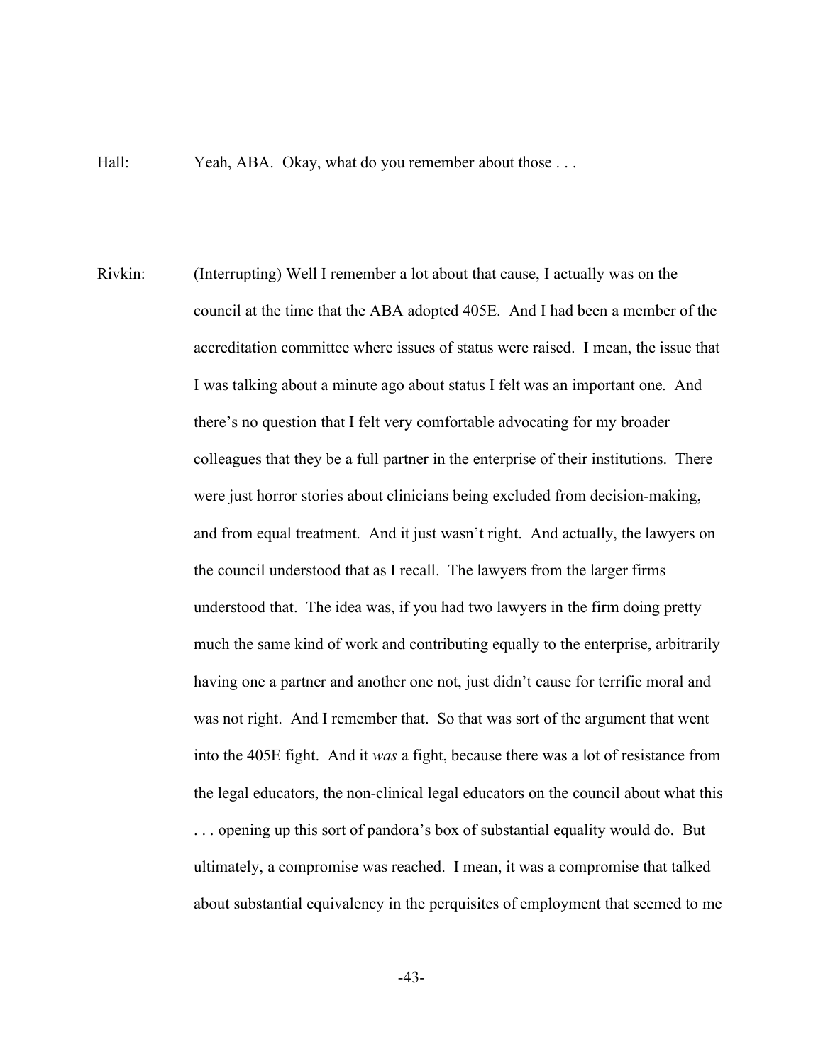Hall: Yeah, ABA. Okay, what do you remember about those . . .

Rivkin: (Interrupting) Well I remember a lot about that cause, I actually was on the council at the time that the ABA adopted 405E. And I had been a member of the accreditation committee where issues of status were raised. I mean, the issue that I was talking about a minute ago about status I felt was an important one. And there's no question that I felt very comfortable advocating for my broader colleagues that they be a full partner in the enterprise of their institutions. There were just horror stories about clinicians being excluded from decision-making, and from equal treatment. And it just wasn't right. And actually, the lawyers on the council understood that as I recall. The lawyers from the larger firms understood that. The idea was, if you had two lawyers in the firm doing pretty much the same kind of work and contributing equally to the enterprise, arbitrarily having one a partner and another one not, just didn't cause for terrific moral and was not right. And I remember that. So that was sort of the argument that went into the 405E fight. And it *was* a fight, because there was a lot of resistance from the legal educators, the non-clinical legal educators on the council about what this . . . opening up this sort of pandora's box of substantial equality would do. But ultimately, a compromise was reached. I mean, it was a compromise that talked about substantial equivalency in the perquisites of employment that seemed to me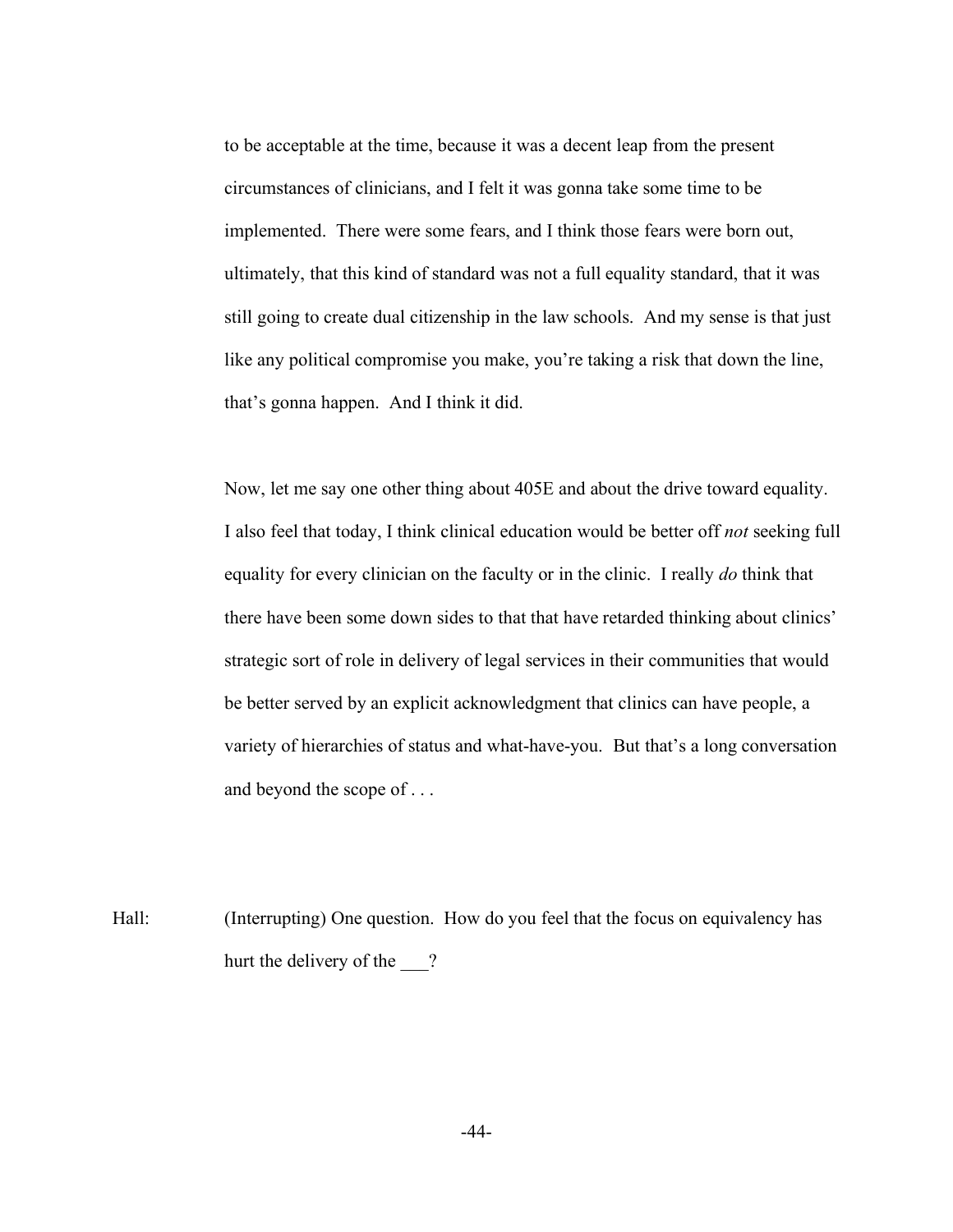to be acceptable at the time, because it was a decent leap from the present circumstances of clinicians, and I felt it was gonna take some time to be implemented. There were some fears, and I think those fears were born out, ultimately, that this kind of standard was not a full equality standard, that it was still going to create dual citizenship in the law schools. And my sense is that just like any political compromise you make, you're taking a risk that down the line, that's gonna happen. And I think it did.

Now, let me say one other thing about 405E and about the drive toward equality. I also feel that today, I think clinical education would be better off *not* seeking full equality for every clinician on the faculty or in the clinic. I really *do* think that there have been some down sides to that that have retarded thinking about clinics' strategic sort of role in delivery of legal services in their communities that would be better served by an explicit acknowledgment that clinics can have people, a variety of hierarchies of status and what-have-you. But that's a long conversation and beyond the scope of . . .

Hall: (Interrupting) One question. How do you feel that the focus on equivalency has hurt the delivery of the ___?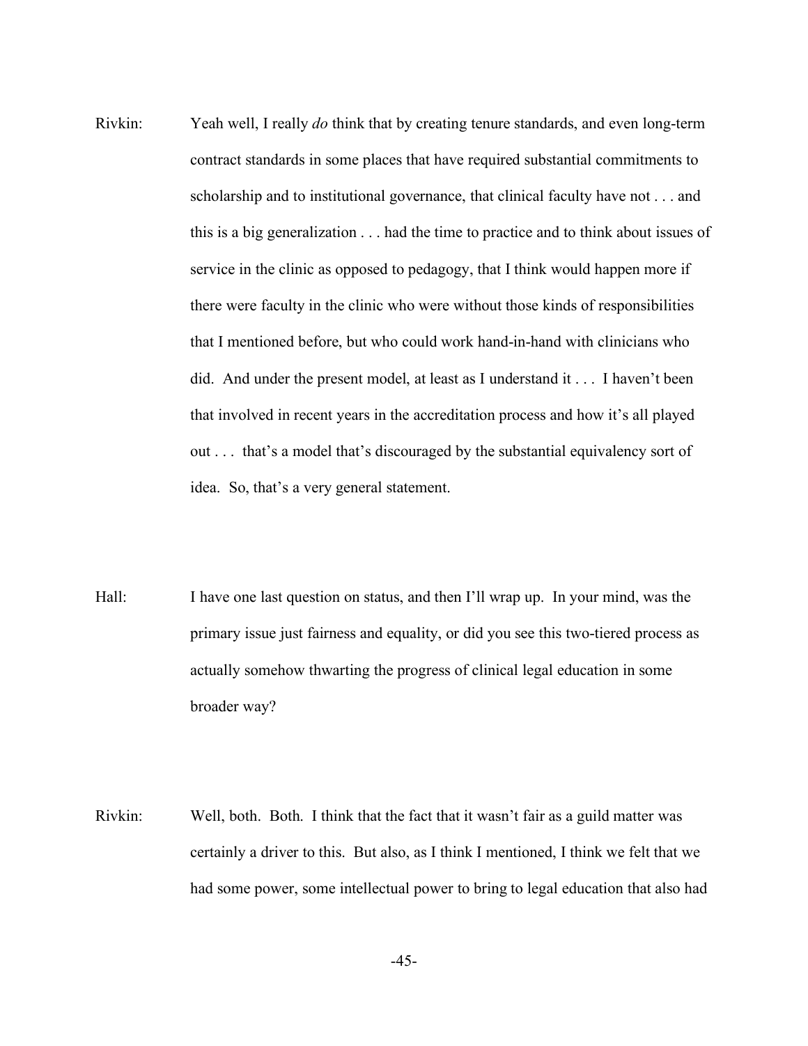Rivkin: Yeah well, I really *do* think that by creating tenure standards, and even long-term contract standards in some places that have required substantial commitments to scholarship and to institutional governance, that clinical faculty have not . . . and this is a big generalization . . . had the time to practice and to think about issues of service in the clinic as opposed to pedagogy, that I think would happen more if there were faculty in the clinic who were without those kinds of responsibilities that I mentioned before, but who could work hand-in-hand with clinicians who did. And under the present model, at least as I understand it . . . I haven't been that involved in recent years in the accreditation process and how it's all played out . . . that's a model that's discouraged by the substantial equivalency sort of idea. So, that's a very general statement.

Hall: I have one last question on status, and then I'll wrap up. In your mind, was the primary issue just fairness and equality, or did you see this two-tiered process as actually somehow thwarting the progress of clinical legal education in some broader way?

Rivkin: Well, both. Both. I think that the fact that it wasn't fair as a guild matter was certainly a driver to this. But also, as I think I mentioned, I think we felt that we had some power, some intellectual power to bring to legal education that also had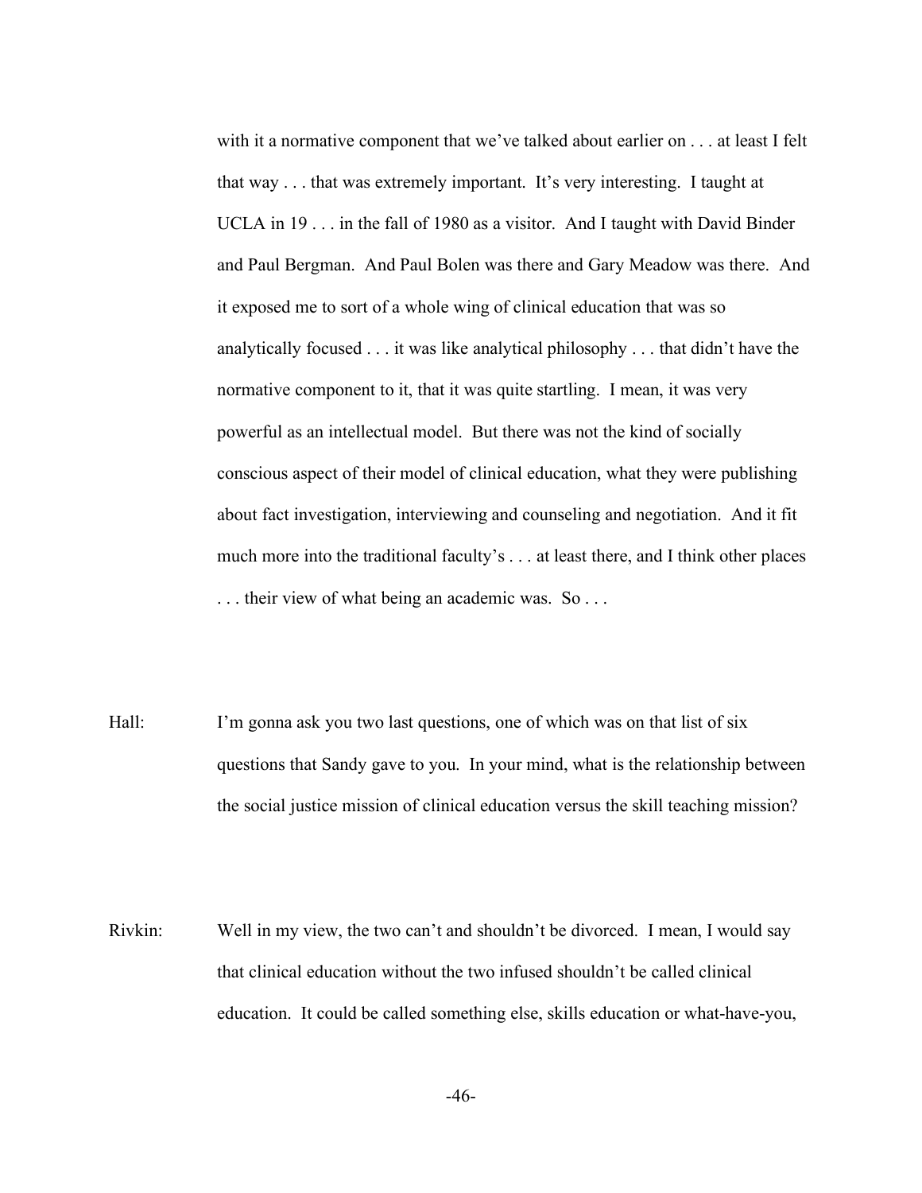with it a normative component that we've talked about earlier on . . . at least I felt that way . . . that was extremely important. It's very interesting. I taught at UCLA in 19 . . . in the fall of 1980 as a visitor. And I taught with David Binder and Paul Bergman. And Paul Bolen was there and Gary Meadow was there. And it exposed me to sort of a whole wing of clinical education that was so analytically focused . . . it was like analytical philosophy . . . that didn't have the normative component to it, that it was quite startling. I mean, it was very powerful as an intellectual model. But there was not the kind of socially conscious aspect of their model of clinical education, what they were publishing about fact investigation, interviewing and counseling and negotiation. And it fit much more into the traditional faculty's . . . at least there, and I think other places . . . their view of what being an academic was. So . . .

Hall: I'm gonna ask you two last questions, one of which was on that list of six questions that Sandy gave to you. In your mind, what is the relationship between the social justice mission of clinical education versus the skill teaching mission?

Rivkin: Well in my view, the two can't and shouldn't be divorced. I mean, I would say that clinical education without the two infused shouldn't be called clinical education. It could be called something else, skills education or what-have-you,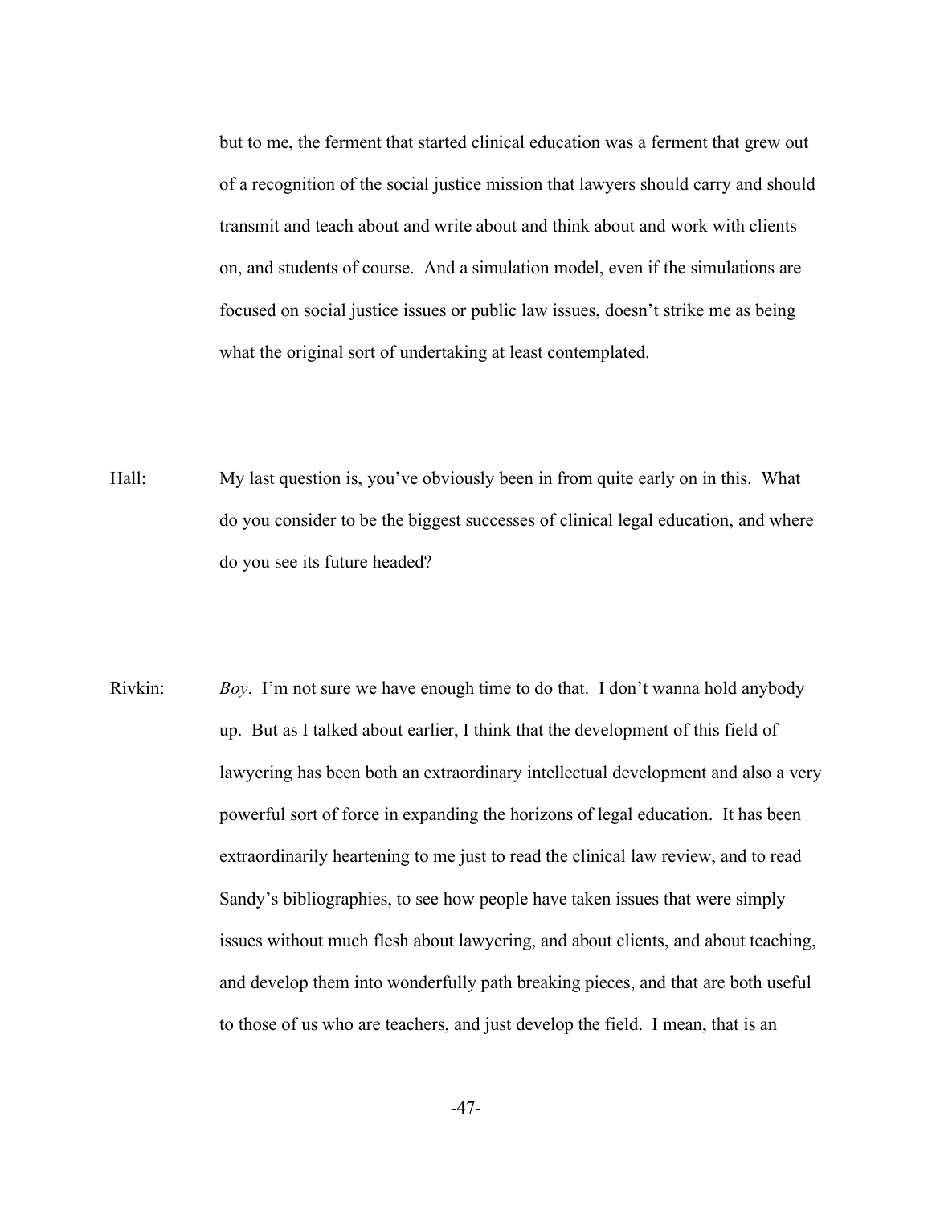but to me, the ferment that started clinical education was a ferment that grew out of a recognition of the social justice mission that lawyers should carry and should transmit and teach about and write about and think about and work with clients on, and students of course. And a simulation model, even if the simulations are focused on social justice issues or public law issues, doesn't strike me as being what the original sort of undertaking at least contemplated.

Hall: My last question is, you've obviously been in from quite early on in this. What do you consider to be the biggest successes of clinical legal education, and where do you see its future headed?

Rivkin: *Boy*. I'm not sure we have enough time to do that. I don't wanna hold anybody up. But as I talked about earlier, I think that the development of this field of lawyering has been both an extraordinary intellectual development and also a very powerful sort of force in expanding the horizons of legal education. It has been extraordinarily heartening to me just to read the clinical law review, and to read Sandy's bibliographies, to see how people have taken issues that were simply issues without much flesh about lawyering, and about clients, and about teaching, and develop them into wonderfully path breaking pieces, and that are both useful to those of us who are teachers, and just develop the field. I mean, that is an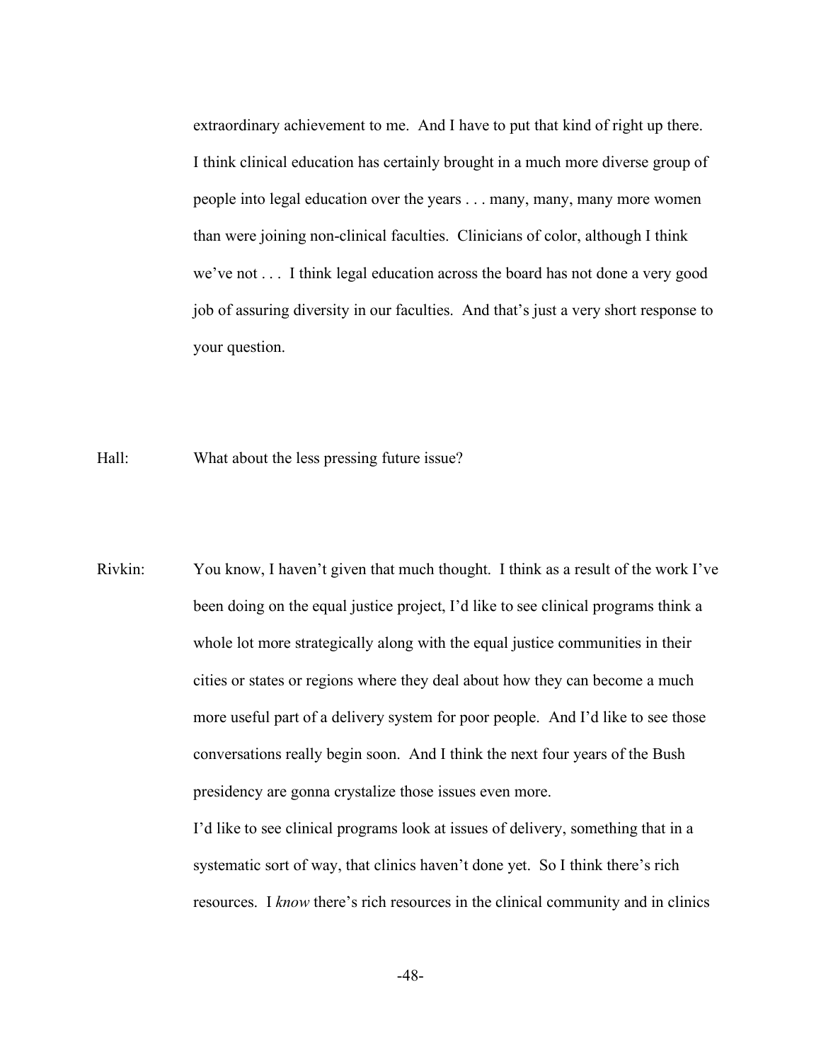extraordinary achievement to me. And I have to put that kind of right up there. I think clinical education has certainly brought in a much more diverse group of people into legal education over the years . . . many, many, many more women than were joining non-clinical faculties. Clinicians of color, although I think we've not . . . I think legal education across the board has not done a very good job of assuring diversity in our faculties. And that's just a very short response to your question.

Hall: What about the less pressing future issue?

Rivkin: You know, I haven't given that much thought. I think as a result of the work I've been doing on the equal justice project, I'd like to see clinical programs think a whole lot more strategically along with the equal justice communities in their cities or states or regions where they deal about how they can become a much more useful part of a delivery system for poor people. And I'd like to see those conversations really begin soon. And I think the next four years of the Bush presidency are gonna crystalize those issues even more.

I'd like to see clinical programs look at issues of delivery, something that in a systematic sort of way, that clinics haven't done yet. So I think there's rich resources. I *know* there's rich resources in the clinical community and in clinics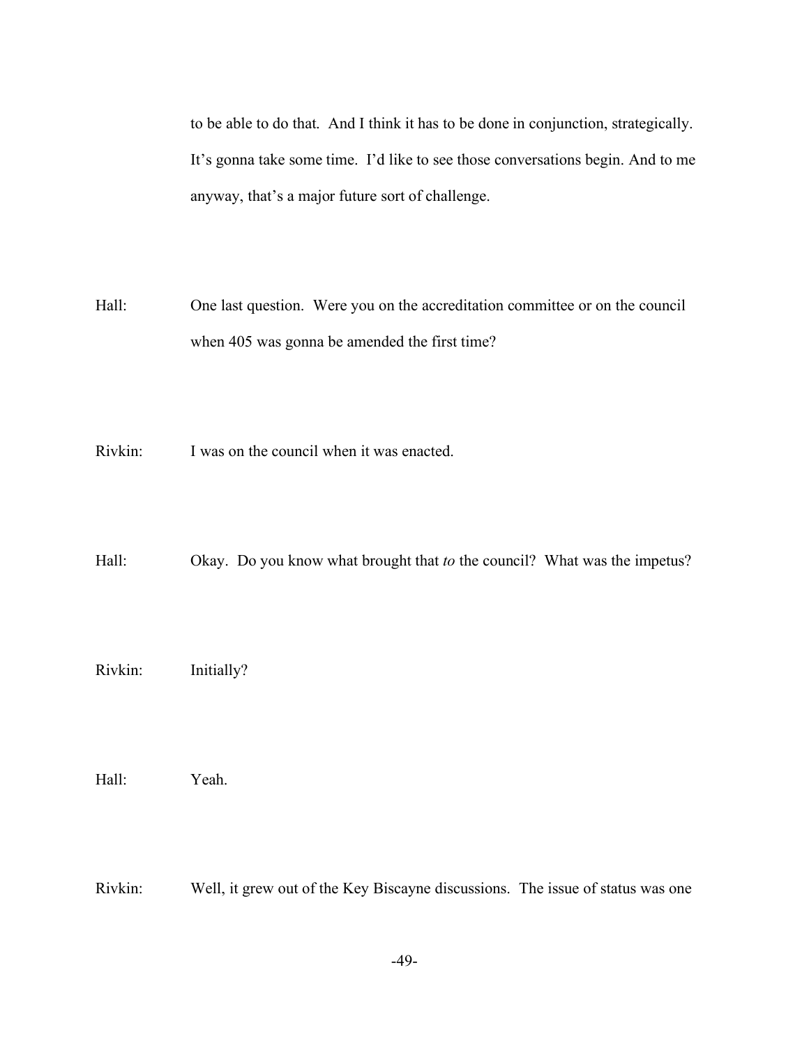to be able to do that. And I think it has to be done in conjunction, strategically. It's gonna take some time. I'd like to see those conversations begin. And to me anyway, that's a major future sort of challenge.

Hall: One last question. Were you on the accreditation committee or on the council when 405 was gonna be amended the first time?

Rivkin: I was on the council when it was enacted.

Hall: Okay. Do you know what brought that *to* the council? What was the impetus?

Rivkin: Initially?

Hall: Yeah.

Rivkin: Well, it grew out of the Key Biscayne discussions. The issue of status was one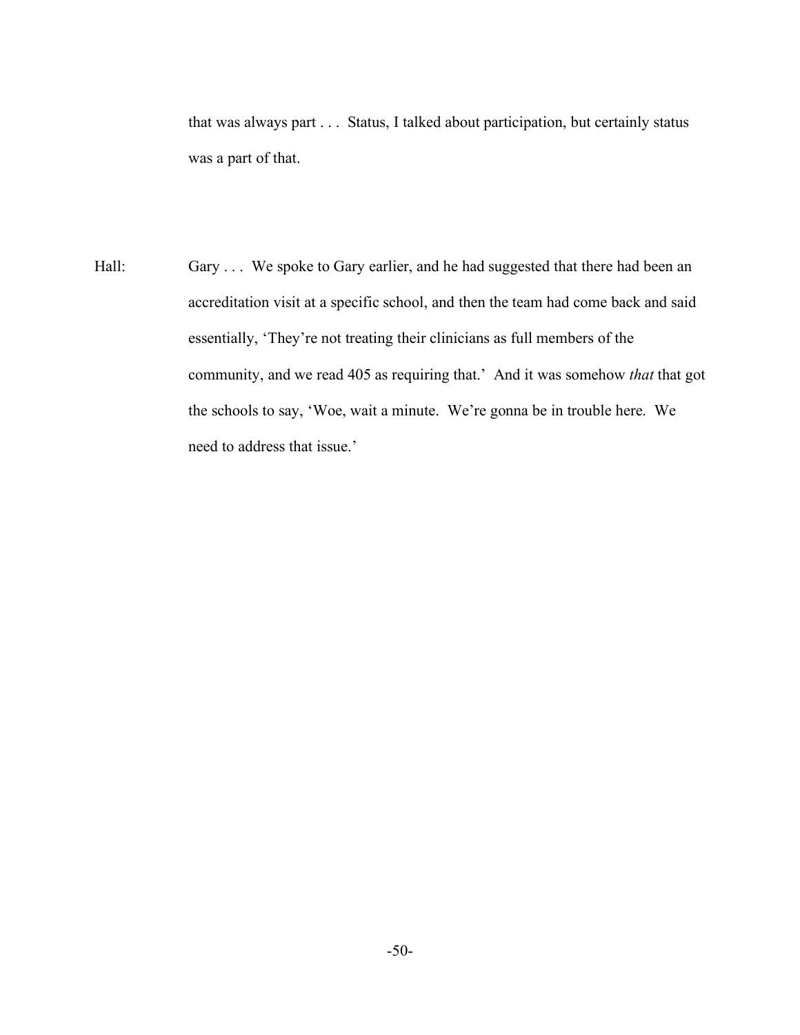that was always part . . . Status, I talked about participation, but certainly status was a part of that.

Hall: Gary . . . We spoke to Gary earlier, and he had suggested that there had been an accreditation visit at a specific school, and then the team had come back and said essentially, 'They're not treating their clinicians as full members of the community, and we read 405 as requiring that.' And it was somehow *that* that got the schools to say, 'Woe, wait a minute. We're gonna be in trouble here. We need to address that issue.'